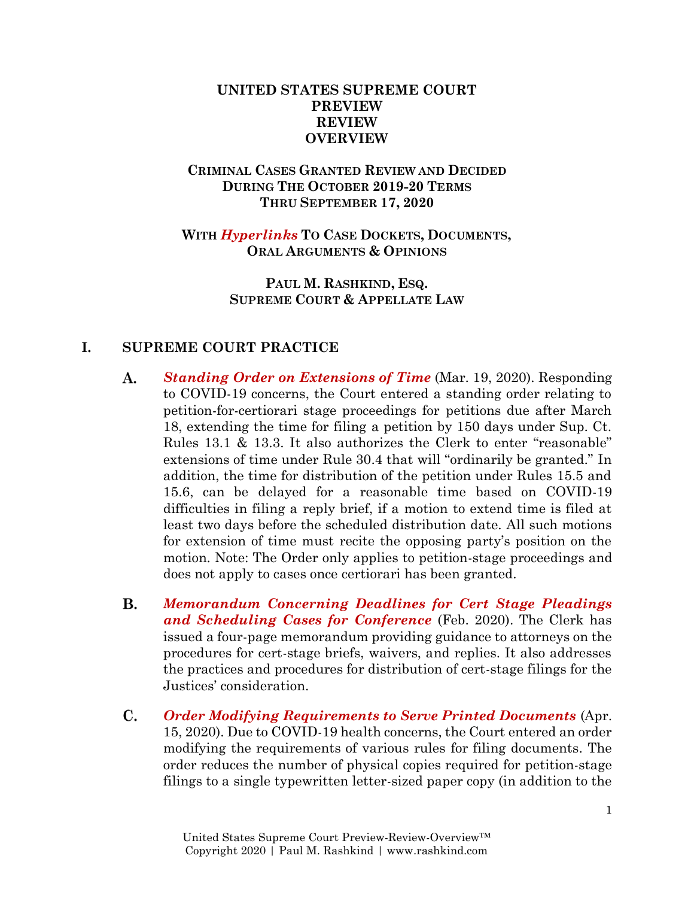# UNITED STATES SUPREME COURT PREVIEW REVIEW OVERVIEW

## CRIMINAL CASES GRANTED REVIEW AND DECIDED DURING THE OCTOBER 2019-20 TERMS THRU SEPTEMBER 17, 2020

### WITH *Hyperlinks* TO CASE DOCKETS, DOCUMENTS, ORAL ARGUMENTS & OPINIONS

**PAUL M. RASHKIND, ESQ.**
**SUPREME COURT & APPELLATE LAW**

## I. SUPREME COURT PRACTICE

**A.** ***Standing Order on Extensions of Time*** (Mar. 19, 2020). Responding to COVID-19 concerns, the Court entered a standing order relating to petition-for-certiorari stage proceedings for petitions due after March 18, extending the time for filing a petition by 150 days under Sup. Ct. Rules 13.1 & 13.3. It also authorizes the Clerk to enter "reasonable" extensions of time under Rule 30.4 that will "ordinarily be granted." In addition, the time for distribution of the petition under Rules 15.5 and 15.6, can be delayed for a reasonable time based on COVID-19 difficulties in filing a reply brief, if a motion to extend time is filed at least two days before the scheduled distribution date. All such motions for extension of time must recite the opposing party's position on the motion. Note: The Order only applies to petition-stage proceedings and does not apply to cases once certiorari has been granted.

**B.** ***Memorandum Concerning Deadlines for Cert Stage Pleadings and Scheduling Cases for Conference*** (Feb. 2020). The Clerk has issued a four-page memorandum providing guidance to attorneys on the procedures for cert-stage briefs, waivers, and replies. It also addresses the practices and procedures for distribution of cert-stage filings for the Justices' consideration.

**C.** ***Order Modifying Requirements to Serve Printed Documents*** (Apr. 15, 2020). Due to COVID-19 health concerns, the Court entered an order modifying the requirements of various rules for filing documents. The order reduces the number of physical copies required for petition-stage filings to a single typewritten letter-sized paper copy (in addition to the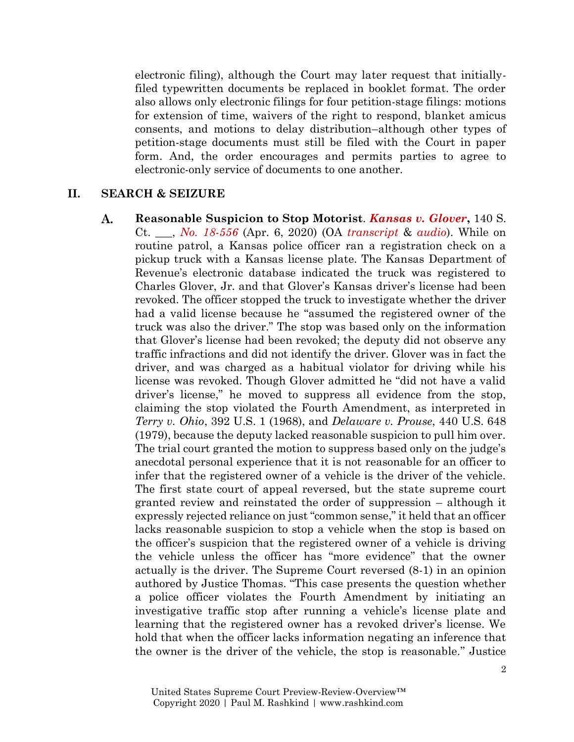electronic filing), although the Court may later request that initially-filed typewritten documents be replaced in booklet format. The order also allows only electronic filings for four petition-stage filings: motions for extension of time, waivers of the right to respond, blanket amicus consents, and motions to delay distribution–although other types of petition-stage documents must still be filed with the Court in paper form. And, the order encourages and permits parties to agree to electronic-only service of documents to one another.

## II. SEARCH & SEIZURE

**A. Reasonable Suspicion to Stop Motorist**. ***Kansas v. Glover*****,** 140 S. Ct. ___, *No. 18-556* (Apr. 6, 2020) (OA *transcript* & *audio*). While on routine patrol, a Kansas police officer ran a registration check on a pickup truck with a Kansas license plate. The Kansas Department of Revenue's electronic database indicated the truck was registered to Charles Glover, Jr. and that Glover's Kansas driver's license had been revoked. The officer stopped the truck to investigate whether the driver had a valid license because he "assumed the registered owner of the truck was also the driver." The stop was based only on the information that Glover's license had been revoked; the deputy did not observe any traffic infractions and did not identify the driver. Glover was in fact the driver, and was charged as a habitual violator for driving while his license was revoked. Though Glover admitted he "did not have a valid driver's license," he moved to suppress all evidence from the stop, claiming the stop violated the Fourth Amendment, as interpreted in *Terry v. Ohio*, 392 U.S. 1 (1968), and *Delaware v. Prouse*, 440 U.S. 648 (1979), because the deputy lacked reasonable suspicion to pull him over. The trial court granted the motion to suppress based only on the judge's anecdotal personal experience that it is not reasonable for an officer to infer that the registered owner of a vehicle is the driver of the vehicle. The first state court of appeal reversed, but the state supreme court granted review and reinstated the order of suppression – although it expressly rejected reliance on just "common sense," it held that an officer lacks reasonable suspicion to stop a vehicle when the stop is based on the officer's suspicion that the registered owner of a vehicle is driving the vehicle unless the officer has "more evidence" that the owner actually is the driver. The Supreme Court reversed (8-1) in an opinion authored by Justice Thomas. "This case presents the question whether a police officer violates the Fourth Amendment by initiating an investigative traffic stop after running a vehicle's license plate and learning that the registered owner has a revoked driver's license. We hold that when the officer lacks information negating an inference that the owner is the driver of the vehicle, the stop is reasonable." Justice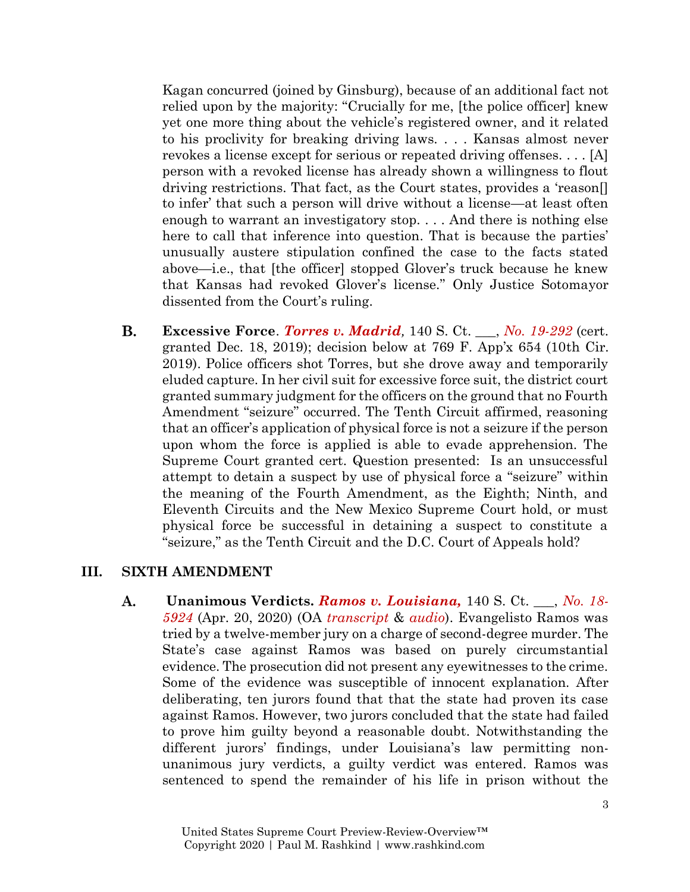Kagan concurred (joined by Ginsburg), because of an additional fact not relied upon by the majority: "Crucially for me, [the police officer] knew yet one more thing about the vehicle's registered owner, and it related to his proclivity for breaking driving laws. . . . Kansas almost never revokes a license except for serious or repeated driving offenses. . . . [A] person with a revoked license has already shown a willingness to flout driving restrictions. That fact, as the Court states, provides a 'reason[] to infer' that such a person will drive without a license—at least often enough to warrant an investigatory stop. . . . And there is nothing else here to call that inference into question. That is because the parties' unusually austere stipulation confined the case to the facts stated above—i.e., that [the officer] stopped Glover's truck because he knew that Kansas had revoked Glover's license." Only Justice Sotomayor dissented from the Court's ruling.

**B. Excessive Force**. ***Torres v. Madrid,*** 140 S. Ct. ___, *No. 19-292* (cert. granted Dec. 18, 2019); decision below at 769 F. App'x 654 (10th Cir. 2019). Police officers shot Torres, but she drove away and temporarily eluded capture. In her civil suit for excessive force suit, the district court granted summary judgment for the officers on the ground that no Fourth Amendment "seizure" occurred. The Tenth Circuit affirmed, reasoning that an officer's application of physical force is not a seizure if the person upon whom the force is applied is able to evade apprehension. The Supreme Court granted cert. Question presented: Is an unsuccessful attempt to detain a suspect by use of physical force a "seizure" within the meaning of the Fourth Amendment, as the Eighth; Ninth, and Eleventh Circuits and the New Mexico Supreme Court hold, or must physical force be successful in detaining a suspect to constitute a "seizure," as the Tenth Circuit and the D.C. Court of Appeals hold?

## III. SIXTH AMENDMENT

**A. Unanimous Verdicts.** ***Ramos v. Louisiana,*** 140 S. Ct. ___, *No. 18-5924* (Apr. 20, 2020) (OA *transcript* & *audio*). Evangelisto Ramos was tried by a twelve-member jury on a charge of second-degree murder. The State's case against Ramos was based on purely circumstantial evidence. The prosecution did not present any eyewitnesses to the crime. Some of the evidence was susceptible of innocent explanation. After deliberating, ten jurors found that that the state had proven its case against Ramos. However, two jurors concluded that the state had failed to prove him guilty beyond a reasonable doubt. Notwithstanding the different jurors' findings, under Louisiana's law permitting non-unanimous jury verdicts, a guilty verdict was entered. Ramos was sentenced to spend the remainder of his life in prison without the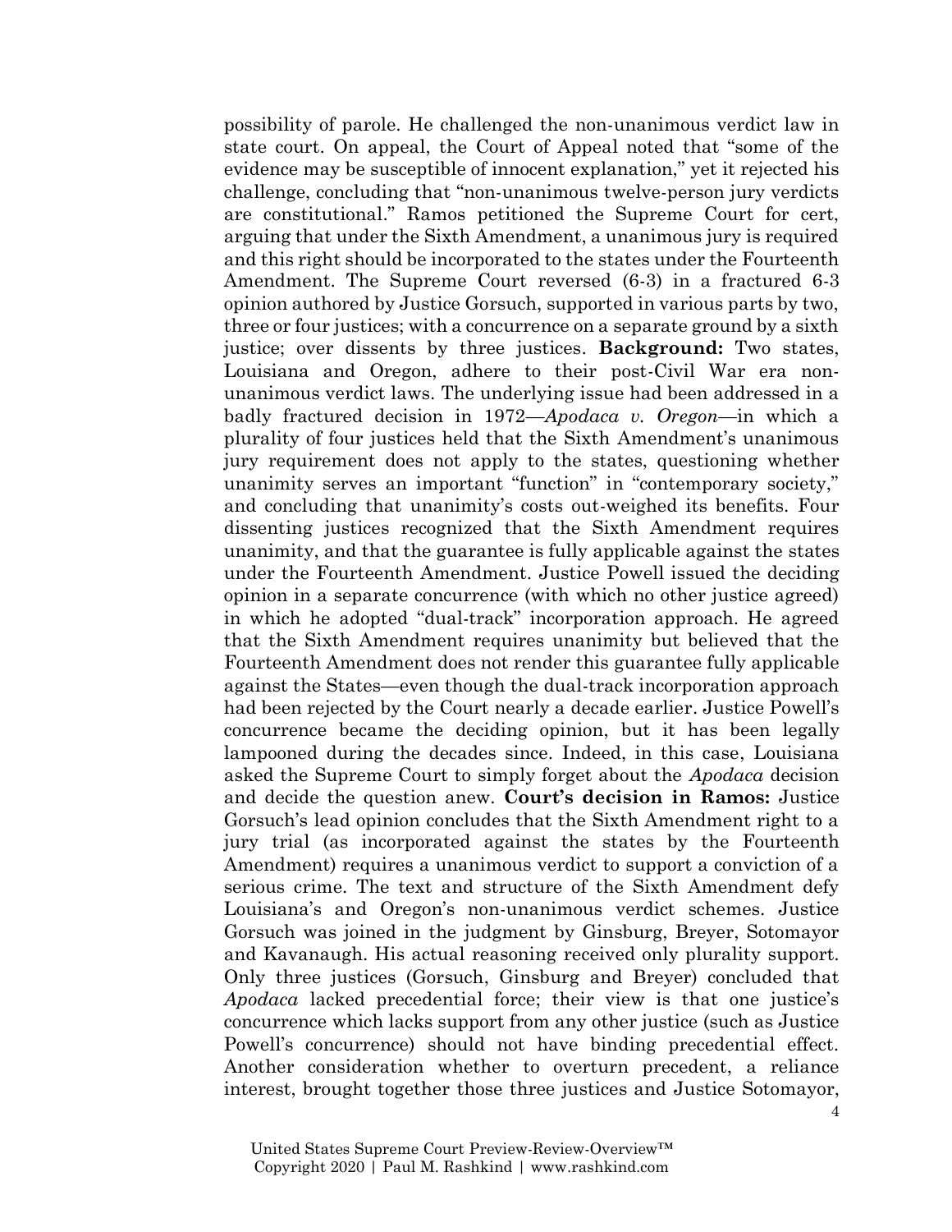possibility of parole. He challenged the non-unanimous verdict law in state court. On appeal, the Court of Appeal noted that "some of the evidence may be susceptible of innocent explanation," yet it rejected his challenge, concluding that "non-unanimous twelve-person jury verdicts are constitutional." Ramos petitioned the Supreme Court for cert, arguing that under the Sixth Amendment, a unanimous jury is required and this right should be incorporated to the states under the Fourteenth Amendment. The Supreme Court reversed (6-3) in a fractured 6-3 opinion authored by Justice Gorsuch, supported in various parts by two, three or four justices; with a concurrence on a separate ground by a sixth justice; over dissents by three justices. **Background:** Two states, Louisiana and Oregon, adhere to their post-Civil War era non-unanimous verdict laws. The underlying issue had been addressed in a badly fractured decision in 1972—*Apodaca v. Oregon*—in which a plurality of four justices held that the Sixth Amendment's unanimous jury requirement does not apply to the states, questioning whether unanimity serves an important "function" in "contemporary society," and concluding that unanimity's costs out-weighed its benefits. Four dissenting justices recognized that the Sixth Amendment requires unanimity, and that the guarantee is fully applicable against the states under the Fourteenth Amendment. Justice Powell issued the deciding opinion in a separate concurrence (with which no other justice agreed) in which he adopted "dual-track" incorporation approach. He agreed that the Sixth Amendment requires unanimity but believed that the Fourteenth Amendment does not render this guarantee fully applicable against the States—even though the dual-track incorporation approach had been rejected by the Court nearly a decade earlier. Justice Powell's concurrence became the deciding opinion, but it has been legally lampooned during the decades since. Indeed, in this case, Louisiana asked the Supreme Court to simply forget about the *Apodaca* decision and decide the question anew. **Court's decision in Ramos:** Justice Gorsuch's lead opinion concludes that the Sixth Amendment right to a jury trial (as incorporated against the states by the Fourteenth Amendment) requires a unanimous verdict to support a conviction of a serious crime. The text and structure of the Sixth Amendment defy Louisiana's and Oregon's non-unanimous verdict schemes. Justice Gorsuch was joined in the judgment by Ginsburg, Breyer, Sotomayor and Kavanaugh. His actual reasoning received only plurality support. Only three justices (Gorsuch, Ginsburg and Breyer) concluded that *Apodaca* lacked precedential force; their view is that one justice's concurrence which lacks support from any other justice (such as Justice Powell's concurrence) should not have binding precedential effect. Another consideration whether to overturn precedent, a reliance interest, brought together those three justices and Justice Sotomayor,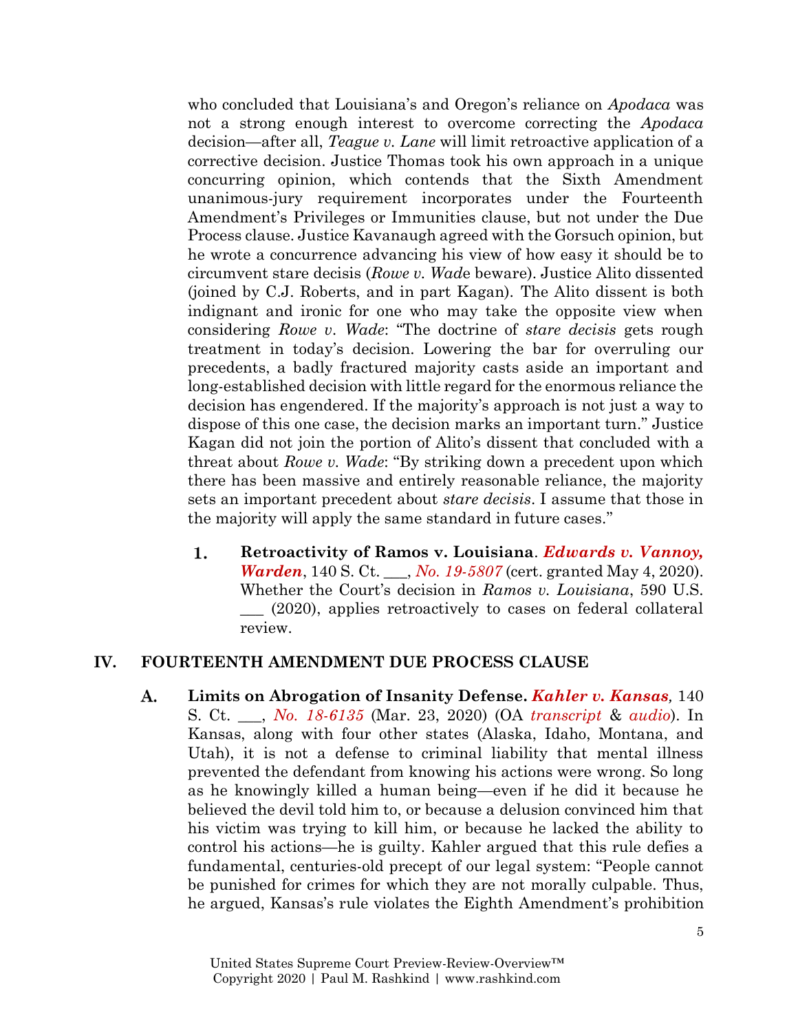who concluded that Louisiana's and Oregon's reliance on *Apodaca* was not a strong enough interest to overcome correcting the *Apodaca* decision—after all, *Teague v. Lane* will limit retroactive application of a corrective decision. Justice Thomas took his own approach in a unique concurring opinion, which contends that the Sixth Amendment unanimous-jury requirement incorporates under the Fourteenth Amendment's Privileges or Immunities clause, but not under the Due Process clause. Justice Kavanaugh agreed with the Gorsuch opinion, but he wrote a concurrence advancing his view of how easy it should be to circumvent stare decisis (*Rowe v. Wad*e beware). Justice Alito dissented (joined by C.J. Roberts, and in part Kagan). The Alito dissent is both indignant and ironic for one who may take the opposite view when considering *Rowe v. Wade*: "The doctrine of *stare decisis* gets rough treatment in today's decision. Lowering the bar for overruling our precedents, a badly fractured majority casts aside an important and long-established decision with little regard for the enormous reliance the decision has engendered. If the majority's approach is not just a way to dispose of this one case, the decision marks an important turn." Justice Kagan did not join the portion of Alito's dissent that concluded with a threat about *Rowe v. Wade*: "By striking down a precedent upon which there has been massive and entirely reasonable reliance, the majority sets an important precedent about *stare decisis*. I assume that those in the majority will apply the same standard in future cases."

1. **Retroactivity of Ramos v. Louisiana**. ***Edwards v. Vannoy, Warden***, 140 S. Ct. ___, *No. 19-5807* (cert. granted May 4, 2020). Whether the Court's decision in *Ramos v. Louisiana*, 590 U.S. ___ (2020), applies retroactively to cases on federal collateral review.

## IV. FOURTEENTH AMENDMENT DUE PROCESS CLAUSE

**A. Limits on Abrogation of Insanity Defense.** ***Kahler v. Kansas,*** 140 S. Ct. ___, *No. 18-6135* (Mar. 23, 2020) (OA *transcript* & *audio*). In Kansas, along with four other states (Alaska, Idaho, Montana, and Utah), it is not a defense to criminal liability that mental illness prevented the defendant from knowing his actions were wrong. So long as he knowingly killed a human being—even if he did it because he believed the devil told him to, or because a delusion convinced him that his victim was trying to kill him, or because he lacked the ability to control his actions—he is guilty. Kahler argued that this rule defies a fundamental, centuries-old precept of our legal system: "People cannot be punished for crimes for which they are not morally culpable. Thus, he argued, Kansas's rule violates the Eighth Amendment's prohibition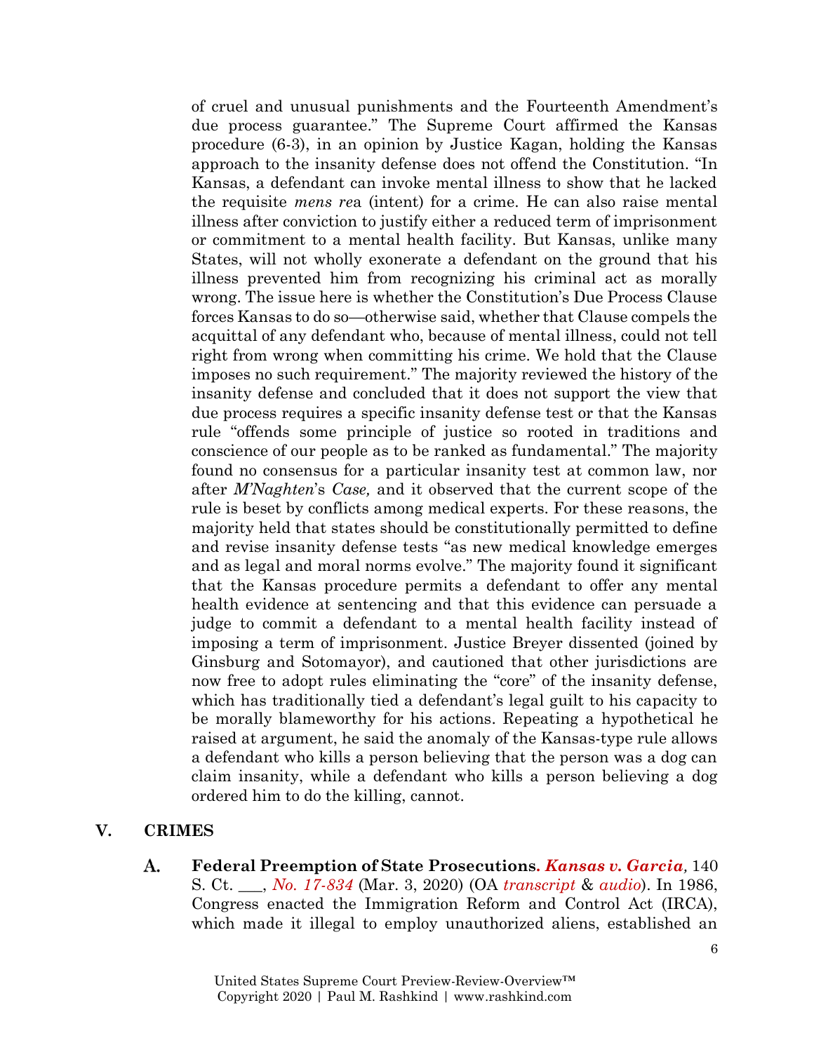of cruel and unusual punishments and the Fourteenth Amendment's due process guarantee." The Supreme Court affirmed the Kansas procedure (6-3), in an opinion by Justice Kagan, holding the Kansas approach to the insanity defense does not offend the Constitution. "In Kansas, a defendant can invoke mental illness to show that he lacked the requisite *mens rea* (intent) for a crime. He can also raise mental illness after conviction to justify either a reduced term of imprisonment or commitment to a mental health facility. But Kansas, unlike many States, will not wholly exonerate a defendant on the ground that his illness prevented him from recognizing his criminal act as morally wrong. The issue here is whether the Constitution's Due Process Clause forces Kansas to do so—otherwise said, whether that Clause compels the acquittal of any defendant who, because of mental illness, could not tell right from wrong when committing his crime. We hold that the Clause imposes no such requirement." The majority reviewed the history of the insanity defense and concluded that it does not support the view that due process requires a specific insanity defense test or that the Kansas rule "offends some principle of justice so rooted in traditions and conscience of our people as to be ranked as fundamental." The majority found no consensus for a particular insanity test at common law, nor after *M'Naghten*'s *Case,* and it observed that the current scope of the rule is beset by conflicts among medical experts. For these reasons, the majority held that states should be constitutionally permitted to define and revise insanity defense tests "as new medical knowledge emerges and as legal and moral norms evolve." The majority found it significant that the Kansas procedure permits a defendant to offer any mental health evidence at sentencing and that this evidence can persuade a judge to commit a defendant to a mental health facility instead of imposing a term of imprisonment. Justice Breyer dissented (joined by Ginsburg and Sotomayor), and cautioned that other jurisdictions are now free to adopt rules eliminating the "core" of the insanity defense, which has traditionally tied a defendant's legal guilt to his capacity to be morally blameworthy for his actions. Repeating a hypothetical he raised at argument, he said the anomaly of the Kansas-type rule allows a defendant who kills a person believing that the person was a dog can claim insanity, while a defendant who kills a person believing a dog ordered him to do the killing, cannot.

## V. CRIMES

**A. Federal Preemption of State Prosecutions.** ***Kansas v. Garcia*,** 140 S. Ct. \_\_\_, *No. 17-834* (Mar. 3, 2020) (OA *transcript* & *audio*). In 1986, Congress enacted the Immigration Reform and Control Act (IRCA), which made it illegal to employ unauthorized aliens, established an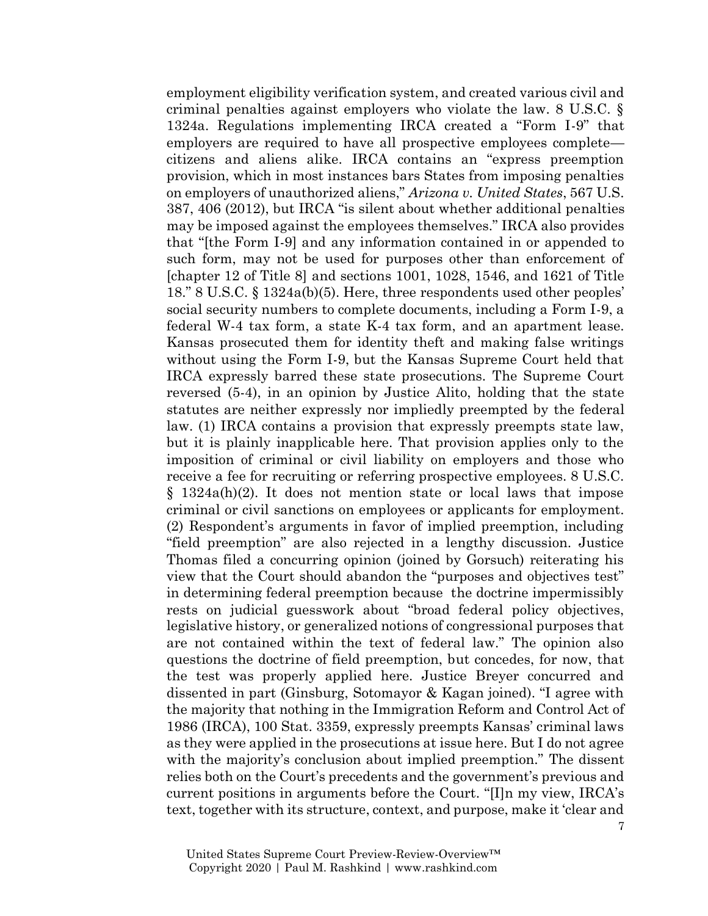employment eligibility verification system, and created various civil and criminal penalties against employers who violate the law. 8 U.S.C. § 1324a. Regulations implementing IRCA created a "Form I-9" that employers are required to have all prospective employees complete—citizens and aliens alike. IRCA contains an "express preemption provision, which in most instances bars States from imposing penalties on employers of unauthorized aliens," *Arizona v. United States*, 567 U.S. 387, 406 (2012), but IRCA "is silent about whether additional penalties may be imposed against the employees themselves." IRCA also provides that "[the Form I-9] and any information contained in or appended to such form, may not be used for purposes other than enforcement of [chapter 12 of Title 8] and sections 1001, 1028, 1546, and 1621 of Title 18." 8 U.S.C. § 1324a(b)(5). Here, three respondents used other peoples' social security numbers to complete documents, including a Form I-9, a federal W-4 tax form, a state K-4 tax form, and an apartment lease. Kansas prosecuted them for identity theft and making false writings without using the Form I-9, but the Kansas Supreme Court held that IRCA expressly barred these state prosecutions. The Supreme Court reversed (5-4), in an opinion by Justice Alito, holding that the state statutes are neither expressly nor impliedly preempted by the federal law. (1) IRCA contains a provision that expressly preempts state law, but it is plainly inapplicable here. That provision applies only to the imposition of criminal or civil liability on employers and those who receive a fee for recruiting or referring prospective employees. 8 U.S.C. § 1324a(h)(2). It does not mention state or local laws that impose criminal or civil sanctions on employees or applicants for employment. (2) Respondent's arguments in favor of implied preemption, including "field preemption" are also rejected in a lengthy discussion. Justice Thomas filed a concurring opinion (joined by Gorsuch) reiterating his view that the Court should abandon the "purposes and objectives test" in determining federal preemption because the doctrine impermissibly rests on judicial guesswork about "broad federal policy objectives, legislative history, or generalized notions of congressional purposes that are not contained within the text of federal law." The opinion also questions the doctrine of field preemption, but concedes, for now, that the test was properly applied here. Justice Breyer concurred and dissented in part (Ginsburg, Sotomayor & Kagan joined). "I agree with the majority that nothing in the Immigration Reform and Control Act of 1986 (IRCA), 100 Stat. 3359, expressly preempts Kansas' criminal laws as they were applied in the prosecutions at issue here. But I do not agree with the majority's conclusion about implied preemption." The dissent relies both on the Court's precedents and the government's previous and current positions in arguments before the Court. "[I]n my view, IRCA's text, together with its structure, context, and purpose, make it 'clear and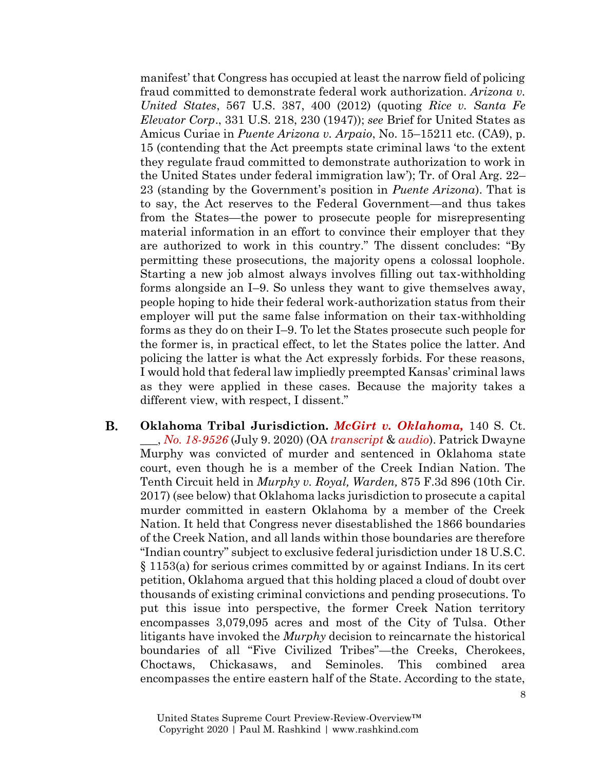manifest' that Congress has occupied at least the narrow field of policing fraud committed to demonstrate federal work authorization. *Arizona v. United States*, 567 U.S. 387, 400 (2012) (quoting *Rice v. Santa Fe Elevator Corp*., 331 U.S. 218, 230 (1947)); *see* Brief for United States as Amicus Curiae in *Puente Arizona v. Arpaio*, No. 15–15211 etc. (CA9), p. 15 (contending that the Act preempts state criminal laws 'to the extent they regulate fraud committed to demonstrate authorization to work in the United States under federal immigration law'); Tr. of Oral Arg. 22–23 (standing by the Government's position in *Puente Arizona*). That is to say, the Act reserves to the Federal Government—and thus takes from the States—the power to prosecute people for misrepresenting material information in an effort to convince their employer that they are authorized to work in this country." The dissent concludes: "By permitting these prosecutions, the majority opens a colossal loophole. Starting a new job almost always involves filling out tax-withholding forms alongside an I–9. So unless they want to give themselves away, people hoping to hide their federal work-authorization status from their employer will put the same false information on their tax-withholding forms as they do on their I–9. To let the States prosecute such people for the former is, in practical effect, to let the States police the latter. And policing the latter is what the Act expressly forbids. For these reasons, I would hold that federal law impliedly preempted Kansas' criminal laws as they were applied in these cases. Because the majority takes a different view, with respect, I dissent."

**B.** **Oklahoma Tribal Jurisdiction.** ***McGirt v. Oklahoma,*** 140 S. Ct. ___, *No. 18-9526* (July 9. 2020) (OA *transcript* & *audio*). Patrick Dwayne Murphy was convicted of murder and sentenced in Oklahoma state court, even though he is a member of the Creek Indian Nation. The Tenth Circuit held in *Murphy v. Royal, Warden,* 875 F.3d 896 (10th Cir. 2017) (see below) that Oklahoma lacks jurisdiction to prosecute a capital murder committed in eastern Oklahoma by a member of the Creek Nation. It held that Congress never disestablished the 1866 boundaries of the Creek Nation, and all lands within those boundaries are therefore "Indian country" subject to exclusive federal jurisdiction under 18 U.S.C. § 1153(a) for serious crimes committed by or against Indians. In its cert petition, Oklahoma argued that this holding placed a cloud of doubt over thousands of existing criminal convictions and pending prosecutions. To put this issue into perspective, the former Creek Nation territory encompasses 3,079,095 acres and most of the City of Tulsa. Other litigants have invoked the *Murphy* decision to reincarnate the historical boundaries of all "Five Civilized Tribes"—the Creeks, Cherokees, Choctaws, Chickasaws, and Seminoles. This combined area encompasses the entire eastern half of the State. According to the state,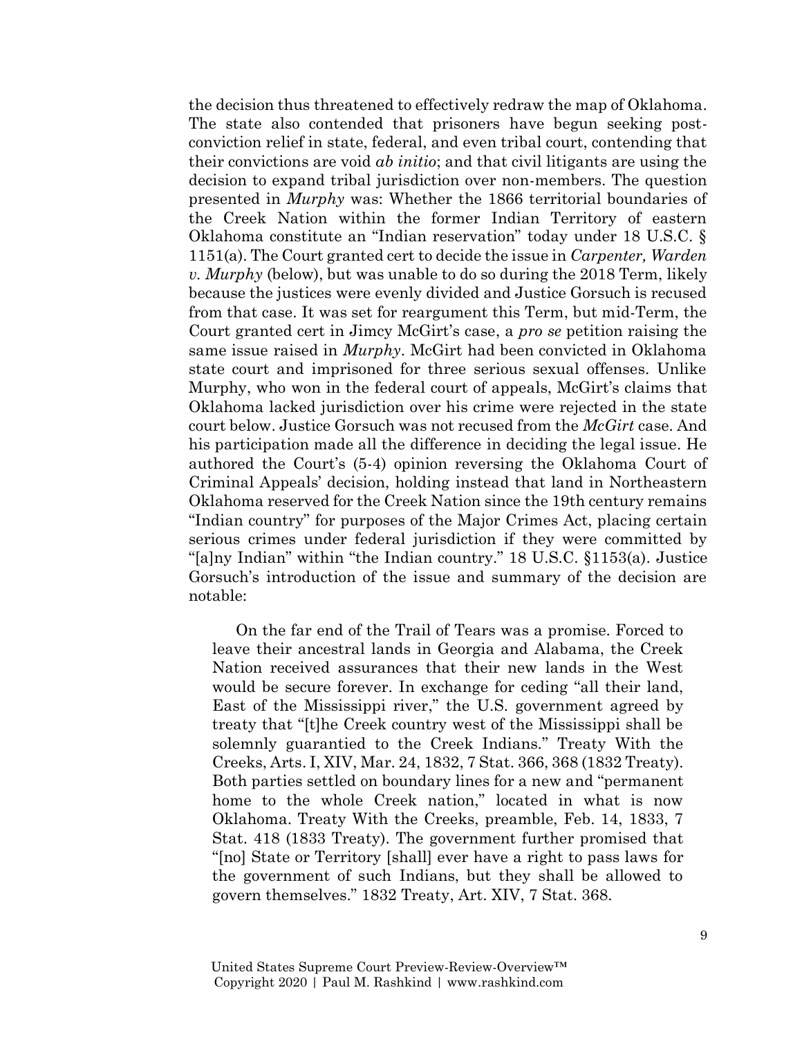the decision thus threatened to effectively redraw the map of Oklahoma. The state also contended that prisoners have begun seeking post-conviction relief in state, federal, and even tribal court, contending that their convictions are void *ab initio*; and that civil litigants are using the decision to expand tribal jurisdiction over non-members. The question presented in *Murphy* was: Whether the 1866 territorial boundaries of the Creek Nation within the former Indian Territory of eastern Oklahoma constitute an "Indian reservation" today under 18 U.S.C. § 1151(a). The Court granted cert to decide the issue in *Carpenter, Warden v. Murphy* (below), but was unable to do so during the 2018 Term, likely because the justices were evenly divided and Justice Gorsuch is recused from that case. It was set for reargument this Term, but mid-Term, the Court granted cert in Jimcy McGirt's case, a *pro se* petition raising the same issue raised in *Murphy*. McGirt had been convicted in Oklahoma state court and imprisoned for three serious sexual offenses. Unlike Murphy, who won in the federal court of appeals, McGirt's claims that Oklahoma lacked jurisdiction over his crime were rejected in the state court below. Justice Gorsuch was not recused from the *McGirt* case. And his participation made all the difference in deciding the legal issue. He authored the Court's (5-4) opinion reversing the Oklahoma Court of Criminal Appeals' decision, holding instead that land in Northeastern Oklahoma reserved for the Creek Nation since the 19th century remains "Indian country" for purposes of the Major Crimes Act, placing certain serious crimes under federal jurisdiction if they were committed by "[a]ny Indian" within "the Indian country." 18 U.S.C. §1153(a). Justice Gorsuch's introduction of the issue and summary of the decision are notable:

> On the far end of the Trail of Tears was a promise. Forced to leave their ancestral lands in Georgia and Alabama, the Creek Nation received assurances that their new lands in the West would be secure forever. In exchange for ceding "all their land, East of the Mississippi river," the U.S. government agreed by treaty that "[t]he Creek country west of the Mississippi shall be solemnly guarantied to the Creek Indians." Treaty With the Creeks, Arts. I, XIV, Mar. 24, 1832, 7 Stat. 366, 368 (1832 Treaty). Both parties settled on boundary lines for a new and "permanent home to the whole Creek nation," located in what is now Oklahoma. Treaty With the Creeks, preamble, Feb. 14, 1833, 7 Stat. 418 (1833 Treaty). The government further promised that "[no] State or Territory [shall] ever have a right to pass laws for the government of such Indians, but they shall be allowed to govern themselves." 1832 Treaty, Art. XIV, 7 Stat. 368.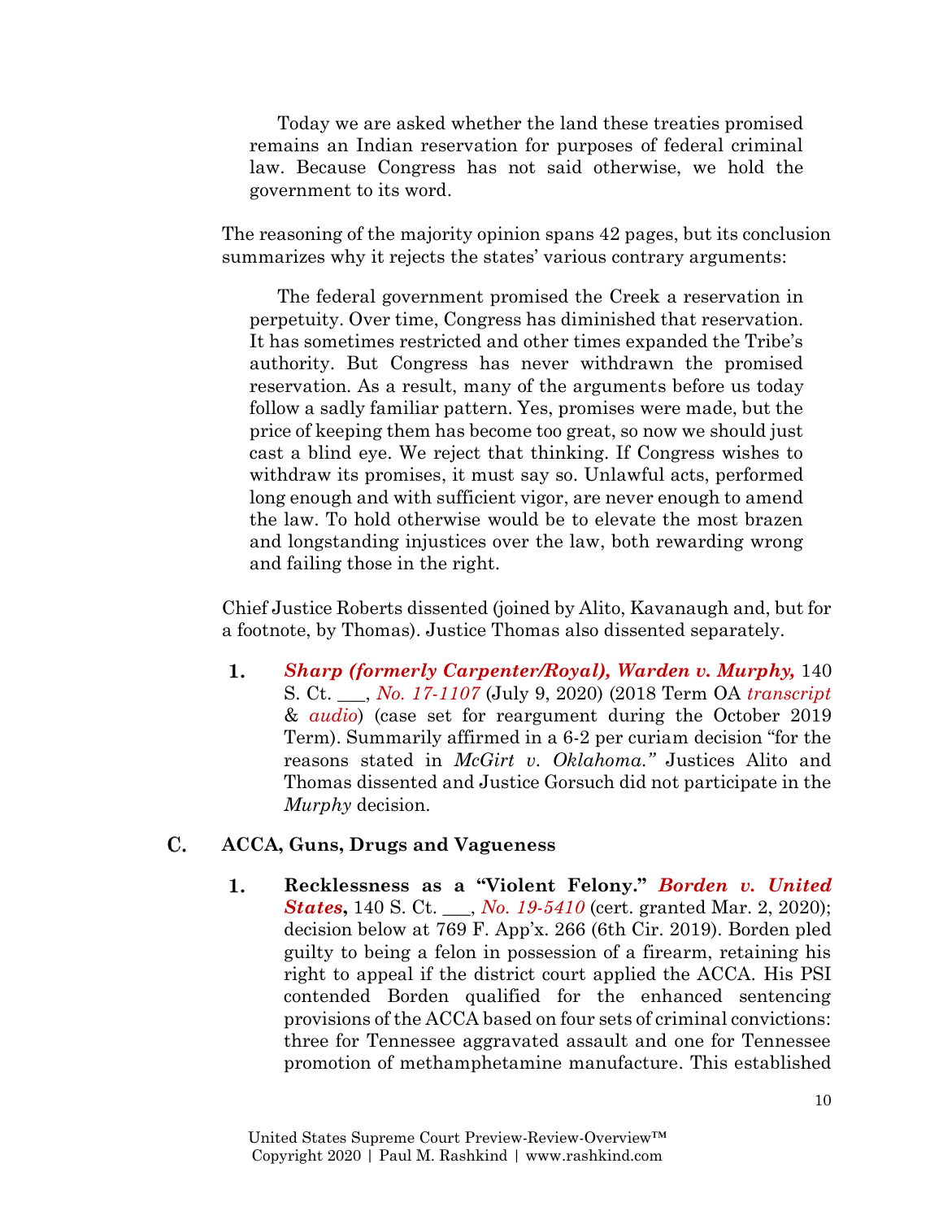> Today we are asked whether the land these treaties promised remains an Indian reservation for purposes of federal criminal law. Because Congress has not said otherwise, we hold the government to its word.

The reasoning of the majority opinion spans 42 pages, but its conclusion summarizes why it rejects the states' various contrary arguments:

> The federal government promised the Creek a reservation in perpetuity. Over time, Congress has diminished that reservation. It has sometimes restricted and other times expanded the Tribe's authority. But Congress has never withdrawn the promised reservation. As a result, many of the arguments before us today follow a sadly familiar pattern. Yes, promises were made, but the price of keeping them has become too great, so now we should just cast a blind eye. We reject that thinking. If Congress wishes to withdraw its promises, it must say so. Unlawful acts, performed long enough and with sufficient vigor, are never enough to amend the law. To hold otherwise would be to elevate the most brazen and longstanding injustices over the law, both rewarding wrong and failing those in the right.

Chief Justice Roberts dissented (joined by Alito, Kavanaugh and, but for a footnote, by Thomas). Justice Thomas also dissented separately.

1. ***Sharp (formerly Carpenter/Royal), Warden v. Murphy,*** 140 S. Ct. ___, *No. 17-1107* (July 9, 2020) (2018 Term OA *transcript* & *audio*) (case set for reargument during the October 2019 Term). Summarily affirmed in a 6-2 per curiam decision "for the reasons stated in *McGirt v. Oklahoma.*" Justices Alito and Thomas dissented and Justice Gorsuch did not participate in the *Murphy* decision.

## C. ACCA, Guns, Drugs and Vagueness

1. **Recklessness as a "Violent Felony."** ***Borden v. United States*****,** 140 S. Ct. ___, *No. 19-5410* (cert. granted Mar. 2, 2020); decision below at 769 F. App'x. 266 (6th Cir. 2019). Borden pled guilty to being a felon in possession of a firearm, retaining his right to appeal if the district court applied the ACCA. His PSI contended Borden qualified for the enhanced sentencing provisions of the ACCA based on four sets of criminal convictions: three for Tennessee aggravated assault and one for Tennessee promotion of methamphetamine manufacture. This established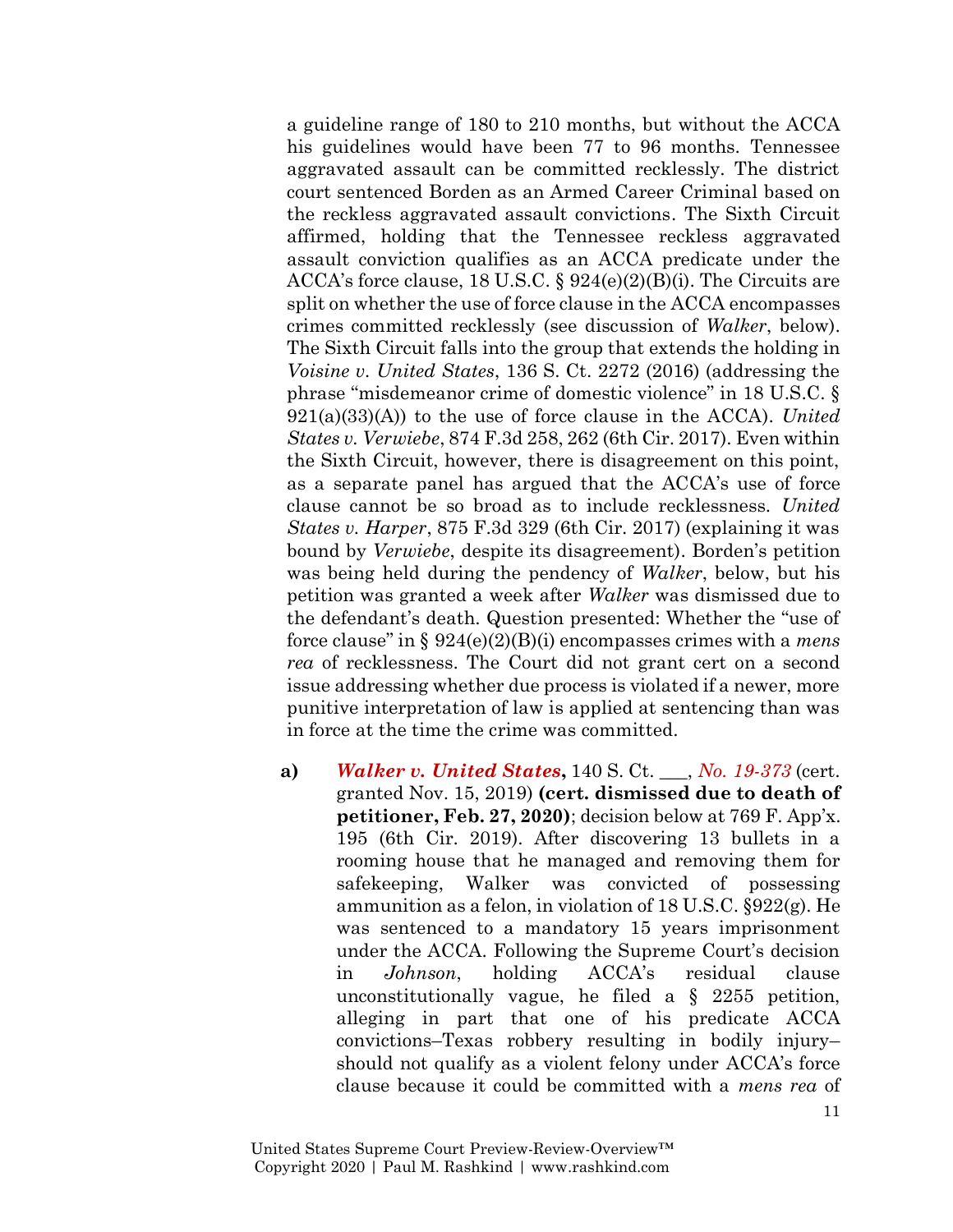a guideline range of 180 to 210 months, but without the ACCA his guidelines would have been 77 to 96 months. Tennessee aggravated assault can be committed recklessly. The district court sentenced Borden as an Armed Career Criminal based on the reckless aggravated assault convictions. The Sixth Circuit affirmed, holding that the Tennessee reckless aggravated assault conviction qualifies as an ACCA predicate under the ACCA's force clause, 18 U.S.C. § 924(e)(2)(B)(i). The Circuits are split on whether the use of force clause in the ACCA encompasses crimes committed recklessly (see discussion of *Walker*, below). The Sixth Circuit falls into the group that extends the holding in *Voisine v. United States*, 136 S. Ct. 2272 (2016) (addressing the phrase "misdemeanor crime of domestic violence" in 18 U.S.C. § 921(a)(33)(A)) to the use of force clause in the ACCA). *United States v. Verwiebe*, 874 F.3d 258, 262 (6th Cir. 2017). Even within the Sixth Circuit, however, there is disagreement on this point, as a separate panel has argued that the ACCA's use of force clause cannot be so broad as to include recklessness. *United States v. Harper*, 875 F.3d 329 (6th Cir. 2017) (explaining it was bound by *Verwiebe*, despite its disagreement). Borden's petition was being held during the pendency of *Walker*, below, but his petition was granted a week after *Walker* was dismissed due to the defendant's death. Question presented: Whether the "use of force clause" in § 924(e)(2)(B)(i) encompasses crimes with a *mens rea* of recklessness. The Court did not grant cert on a second issue addressing whether due process is violated if a newer, more punitive interpretation of law is applied at sentencing than was in force at the time the crime was committed.

**a)** ***Walker v. United States*,** 140 S. Ct. \_\_\_, *No. 19-373* (cert. granted Nov. 15, 2019) **(cert. dismissed due to death of petitioner, Feb. 27, 2020)**; decision below at 769 F. App'x. 195 (6th Cir. 2019). After discovering 13 bullets in a rooming house that he managed and removing them for safekeeping, Walker was convicted of possessing ammunition as a felon, in violation of 18 U.S.C. §922(g). He was sentenced to a mandatory 15 years imprisonment under the ACCA. Following the Supreme Court's decision in *Johnson*, holding ACCA's residual clause unconstitutionally vague, he filed a § 2255 petition, alleging in part that one of his predicate ACCA convictions–Texas robbery resulting in bodily injury–should not qualify as a violent felony under ACCA's force clause because it could be committed with a *mens rea* of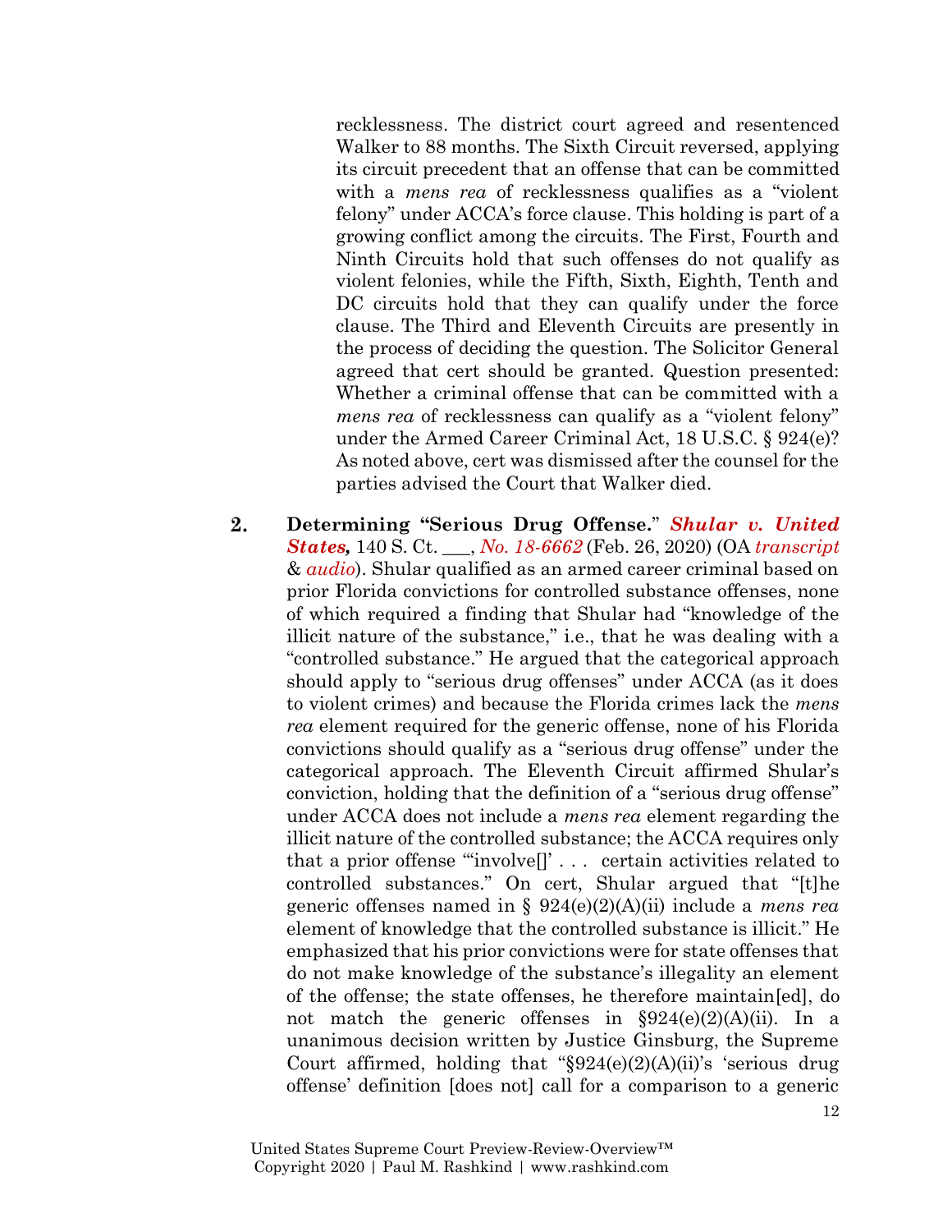recklessness. The district court agreed and resentenced Walker to 88 months. The Sixth Circuit reversed, applying its circuit precedent that an offense that can be committed with a *mens rea* of recklessness qualifies as a "violent felony" under ACCA's force clause. This holding is part of a growing conflict among the circuits. The First, Fourth and Ninth Circuits hold that such offenses do not qualify as violent felonies, while the Fifth, Sixth, Eighth, Tenth and DC circuits hold that they can qualify under the force clause. The Third and Eleventh Circuits are presently in the process of deciding the question. The Solicitor General agreed that cert should be granted. Question presented: Whether a criminal offense that can be committed with a *mens rea* of recklessness can qualify as a "violent felony" under the Armed Career Criminal Act, 18 U.S.C. § 924(e)? As noted above, cert was dismissed after the counsel for the parties advised the Court that Walker died.

2. **Determining "Serious Drug Offense."** ***Shular v. United States,*** 140 S. Ct. ___, *No. 18-6662* (Feb. 26, 2020) (OA *transcript* & *audio*). Shular qualified as an armed career criminal based on prior Florida convictions for controlled substance offenses, none of which required a finding that Shular had "knowledge of the illicit nature of the substance," i.e., that he was dealing with a "controlled substance." He argued that the categorical approach should apply to "serious drug offenses" under ACCA (as it does to violent crimes) and because the Florida crimes lack the *mens rea* element required for the generic offense, none of his Florida convictions should qualify as a "serious drug offense" under the categorical approach. The Eleventh Circuit affirmed Shular's conviction, holding that the definition of a "serious drug offense" under ACCA does not include a *mens rea* element regarding the illicit nature of the controlled substance; the ACCA requires only that a prior offense "'involve[]' . . . certain activities related to controlled substances." On cert, Shular argued that "[t]he generic offenses named in § 924(e)(2)(A)(ii) include a *mens rea* element of knowledge that the controlled substance is illicit." He emphasized that his prior convictions were for state offenses that do not make knowledge of the substance's illegality an element of the offense; the state offenses, he therefore maintain[ed], do not match the generic offenses in §924(e)(2)(A)(ii). In a unanimous decision written by Justice Ginsburg, the Supreme Court affirmed, holding that "§924(e)(2)(A)(ii)'s 'serious drug offense' definition [does not] call for a comparison to a generic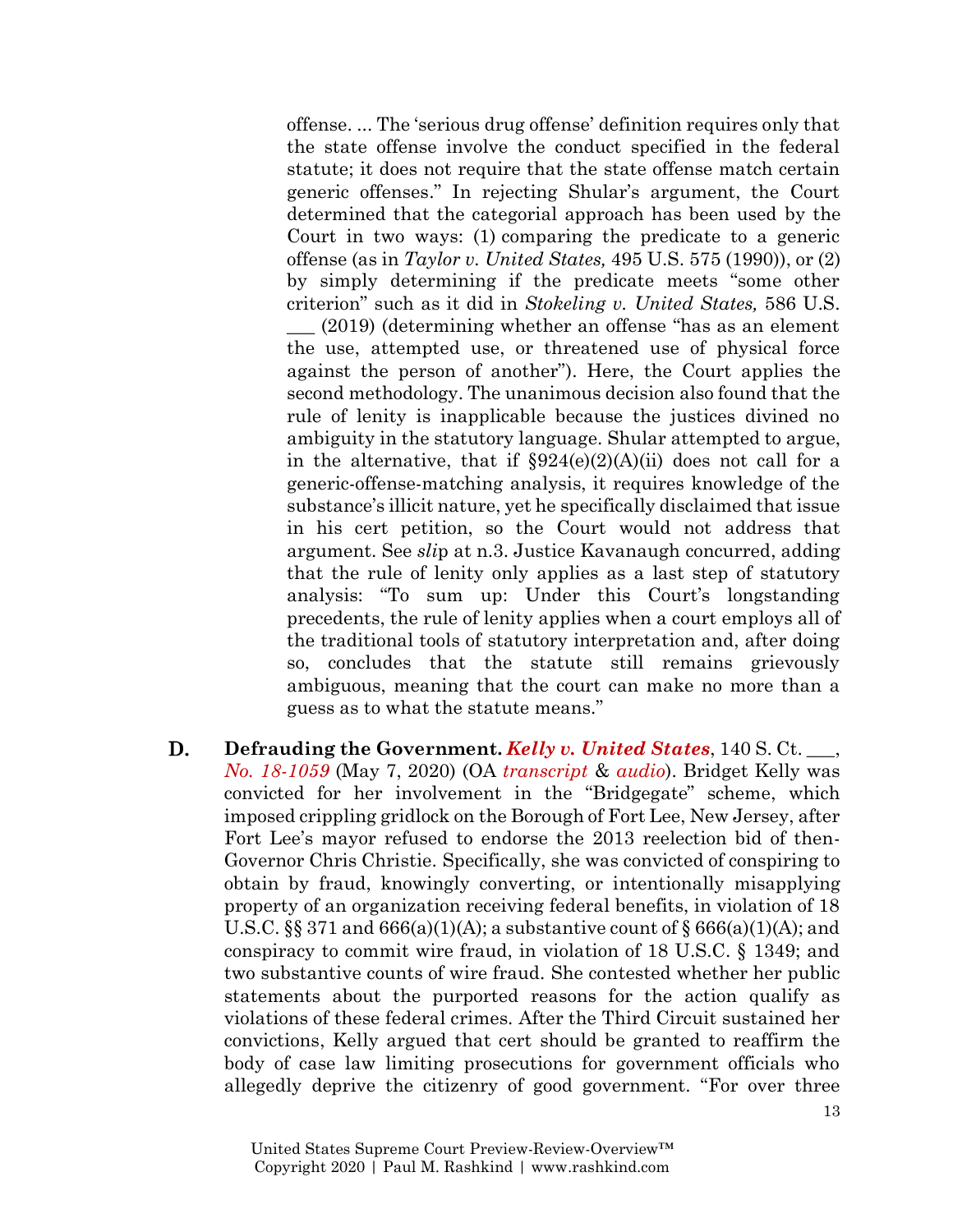offense. ... The 'serious drug offense' definition requires only that the state offense involve the conduct specified in the federal statute; it does not require that the state offense match certain generic offenses." In rejecting Shular's argument, the Court determined that the categorial approach has been used by the Court in two ways: (1) comparing the predicate to a generic offense (as in *Taylor v. United States,* 495 U.S. 575 (1990)), or (2) by simply determining if the predicate meets "some other criterion" such as it did in *Stokeling v. United States,* 586 U.S. ___ (2019) (determining whether an offense "has as an element the use, attempted use, or threatened use of physical force against the person of another"). Here, the Court applies the second methodology. The unanimous decision also found that the rule of lenity is inapplicable because the justices divined no ambiguity in the statutory language. Shular attempted to argue, in the alternative, that if §924(e)(2)(A)(ii) does not call for a generic-offense-matching analysis, it requires knowledge of the substance's illicit nature, yet he specifically disclaimed that issue in his cert petition, so the Court would not address that argument. See *sli*p at n.3. Justice Kavanaugh concurred, adding that the rule of lenity only applies as a last step of statutory analysis: "To sum up: Under this Court's longstanding precedents, the rule of lenity applies when a court employs all of the traditional tools of statutory interpretation and, after doing so, concludes that the statute still remains grievously ambiguous, meaning that the court can make no more than a guess as to what the statute means."

**D. Defrauding the Government.** ***Kelly v. United States***, 140 S. Ct. ___, *No. 18-1059* (May 7, 2020) (OA *transcript* & *audio*). Bridget Kelly was convicted for her involvement in the "Bridgegate" scheme, which imposed crippling gridlock on the Borough of Fort Lee, New Jersey, after Fort Lee's mayor refused to endorse the 2013 reelection bid of then-Governor Chris Christie. Specifically, she was convicted of conspiring to obtain by fraud, knowingly converting, or intentionally misapplying property of an organization receiving federal benefits, in violation of 18 U.S.C. §§ 371 and 666(a)(1)(A); a substantive count of § 666(a)(1)(A); and conspiracy to commit wire fraud, in violation of 18 U.S.C. § 1349; and two substantive counts of wire fraud. She contested whether her public statements about the purported reasons for the action qualify as violations of these federal crimes. After the Third Circuit sustained her convictions, Kelly argued that cert should be granted to reaffirm the body of case law limiting prosecutions for government officials who allegedly deprive the citizenry of good government. "For over three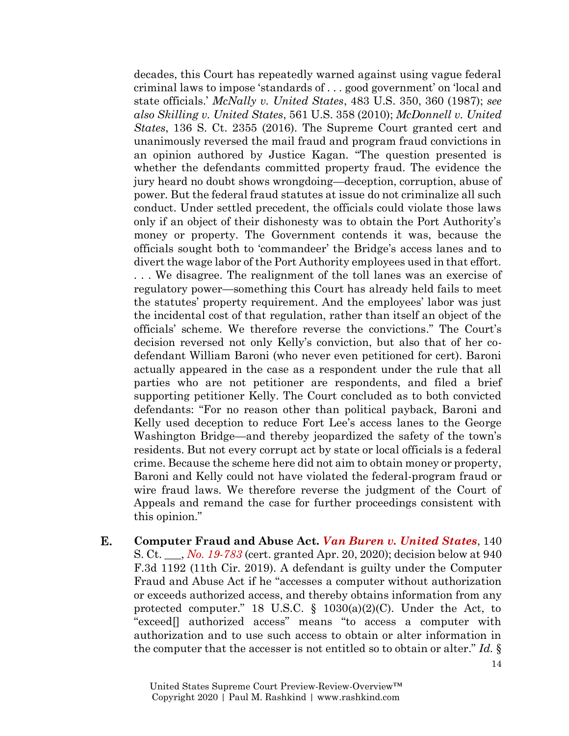decades, this Court has repeatedly warned against using vague federal criminal laws to impose 'standards of . . . good government' on 'local and state officials.' *McNally v. United States*, 483 U.S. 350, 360 (1987); *see also Skilling v. United States*, 561 U.S. 358 (2010); *McDonnell v. United States*, 136 S. Ct. 2355 (2016). The Supreme Court granted cert and unanimously reversed the mail fraud and program fraud convictions in an opinion authored by Justice Kagan. "The question presented is whether the defendants committed property fraud. The evidence the jury heard no doubt shows wrongdoing—deception, corruption, abuse of power. But the federal fraud statutes at issue do not criminalize all such conduct. Under settled precedent, the officials could violate those laws only if an object of their dishonesty was to obtain the Port Authority's money or property. The Government contends it was, because the officials sought both to 'commandeer' the Bridge's access lanes and to divert the wage labor of the Port Authority employees used in that effort. . . . We disagree. The realignment of the toll lanes was an exercise of regulatory power—something this Court has already held fails to meet the statutes' property requirement. And the employees' labor was just the incidental cost of that regulation, rather than itself an object of the officials' scheme. We therefore reverse the convictions." The Court's decision reversed not only Kelly's conviction, but also that of her co-defendant William Baroni (who never even petitioned for cert). Baroni actually appeared in the case as a respondent under the rule that all parties who are not petitioner are respondents, and filed a brief supporting petitioner Kelly. The Court concluded as to both convicted defendants: "For no reason other than political payback, Baroni and Kelly used deception to reduce Fort Lee's access lanes to the George Washington Bridge—and thereby jeopardized the safety of the town's residents. But not every corrupt act by state or local officials is a federal crime. Because the scheme here did not aim to obtain money or property, Baroni and Kelly could not have violated the federal-program fraud or wire fraud laws. We therefore reverse the judgment of the Court of Appeals and remand the case for further proceedings consistent with this opinion."

**E. Computer Fraud and Abuse Act. *Van Buren v. United States***, 140 S. Ct. ___, *No. 19-783* (cert. granted Apr. 20, 2020); decision below at 940 F.3d 1192 (11th Cir. 2019). A defendant is guilty under the Computer Fraud and Abuse Act if he "accesses a computer without authorization or exceeds authorized access, and thereby obtains information from any protected computer." 18 U.S.C. § 1030(a)(2)(C). Under the Act, to "exceed[] authorized access" means "to access a computer with authorization and to use such access to obtain or alter information in the computer that the accesser is not entitled so to obtain or alter." *Id.* §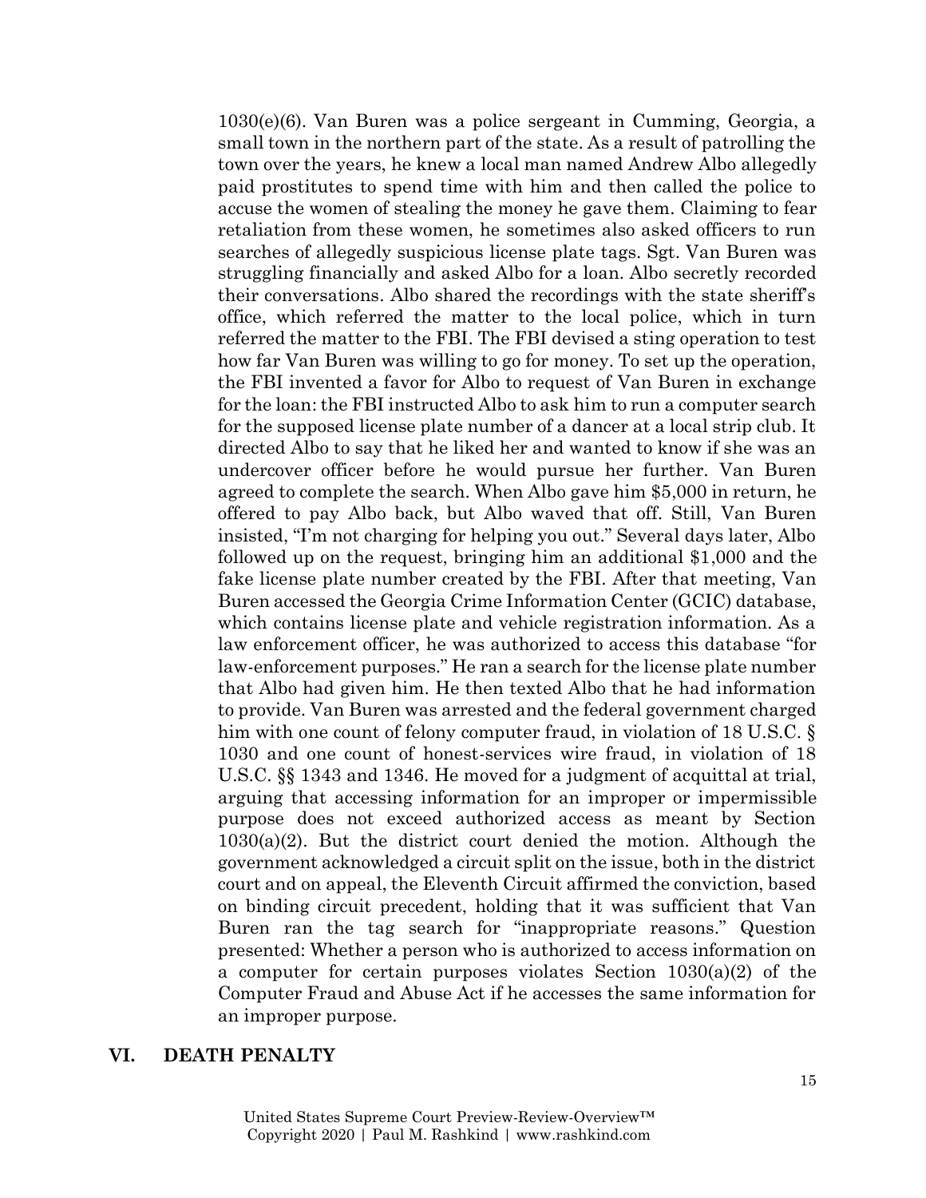1030(e)(6). Van Buren was a police sergeant in Cumming, Georgia, a small town in the northern part of the state. As a result of patrolling the town over the years, he knew a local man named Andrew Albo allegedly paid prostitutes to spend time with him and then called the police to accuse the women of stealing the money he gave them. Claiming to fear retaliation from these women, he sometimes also asked officers to run searches of allegedly suspicious license plate tags. Sgt. Van Buren was struggling financially and asked Albo for a loan. Albo secretly recorded their conversations. Albo shared the recordings with the state sheriff's office, which referred the matter to the local police, which in turn referred the matter to the FBI. The FBI devised a sting operation to test how far Van Buren was willing to go for money. To set up the operation, the FBI invented a favor for Albo to request of Van Buren in exchange for the loan: the FBI instructed Albo to ask him to run a computer search for the supposed license plate number of a dancer at a local strip club. It directed Albo to say that he liked her and wanted to know if she was an undercover officer before he would pursue her further. Van Buren agreed to complete the search. When Albo gave him $5,000 in return, he offered to pay Albo back, but Albo waved that off. Still, Van Buren insisted, "I'm not charging for helping you out." Several days later, Albo followed up on the request, bringing him an additional $1,000 and the fake license plate number created by the FBI. After that meeting, Van Buren accessed the Georgia Crime Information Center (GCIC) database, which contains license plate and vehicle registration information. As a law enforcement officer, he was authorized to access this database "for law-enforcement purposes." He ran a search for the license plate number that Albo had given him. He then texted Albo that he had information to provide. Van Buren was arrested and the federal government charged him with one count of felony computer fraud, in violation of 18 U.S.C. § 1030 and one count of honest-services wire fraud, in violation of 18 U.S.C. §§ 1343 and 1346. He moved for a judgment of acquittal at trial, arguing that accessing information for an improper or impermissible purpose does not exceed authorized access as meant by Section 1030(a)(2). But the district court denied the motion. Although the government acknowledged a circuit split on the issue, both in the district court and on appeal, the Eleventh Circuit affirmed the conviction, based on binding circuit precedent, holding that it was sufficient that Van Buren ran the tag search for "inappropriate reasons." Question presented: Whether a person who is authorized to access information on a computer for certain purposes violates Section 1030(a)(2) of the Computer Fraud and Abuse Act if he accesses the same information for an improper purpose.

## VI. DEATH PENALTY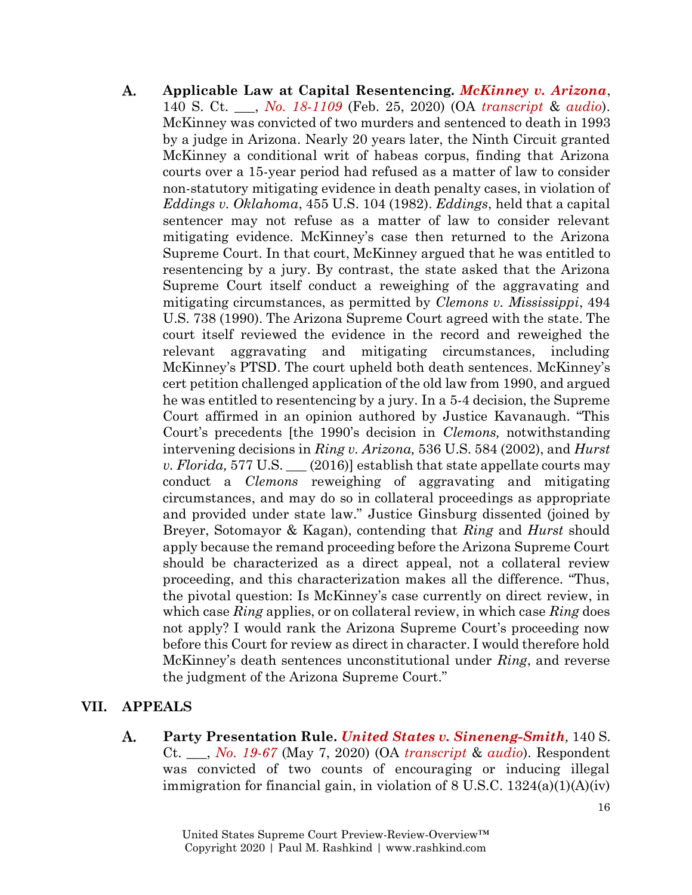**A. Applicable Law at Capital Resentencing.** ***McKinney v. Arizona***, 140 S. Ct. ___, *No. 18-1109* (Feb. 25, 2020) (OA *transcript* & *audio*). McKinney was convicted of two murders and sentenced to death in 1993 by a judge in Arizona. Nearly 20 years later, the Ninth Circuit granted McKinney a conditional writ of habeas corpus, finding that Arizona courts over a 15-year period had refused as a matter of law to consider non-statutory mitigating evidence in death penalty cases, in violation of *Eddings v. Oklahoma*, 455 U.S. 104 (1982). *Eddings*, held that a capital sentencer may not refuse as a matter of law to consider relevant mitigating evidence. McKinney's case then returned to the Arizona Supreme Court. In that court, McKinney argued that he was entitled to resentencing by a jury. By contrast, the state asked that the Arizona Supreme Court itself conduct a reweighing of the aggravating and mitigating circumstances, as permitted by *Clemons v. Mississippi*, 494 U.S. 738 (1990). The Arizona Supreme Court agreed with the state. The court itself reviewed the evidence in the record and reweighed the relevant aggravating and mitigating circumstances, including McKinney's PTSD. The court upheld both death sentences. McKinney's cert petition challenged application of the old law from 1990, and argued he was entitled to resentencing by a jury. In a 5-4 decision, the Supreme Court affirmed in an opinion authored by Justice Kavanaugh. "This Court's precedents [the 1990's decision in *Clemons,* notwithstanding intervening decisions in *Ring v. Arizona,* 536 U.S. 584 (2002), and *Hurst v. Florida,* 577 U.S. ___ (2016)] establish that state appellate courts may conduct a *Clemons* reweighing of aggravating and mitigating circumstances, and may do so in collateral proceedings as appropriate and provided under state law." Justice Ginsburg dissented (joined by Breyer, Sotomayor & Kagan), contending that *Ring* and *Hurst* should apply because the remand proceeding before the Arizona Supreme Court should be characterized as a direct appeal, not a collateral review proceeding, and this characterization makes all the difference. "Thus, the pivotal question: Is McKinney's case currently on direct review, in which case *Ring* applies, or on collateral review, in which case *Ring* does not apply? I would rank the Arizona Supreme Court's proceeding now before this Court for review as direct in character. I would therefore hold McKinney's death sentences unconstitutional under *Ring*, and reverse the judgment of the Arizona Supreme Court."

## VII. APPEALS

**A. Party Presentation Rule.** ***United States v. Sineneng-Smith,*** 140 S. Ct. ___, *No. 19-67* (May 7, 2020) (OA *transcript* & *audio*). Respondent was convicted of two counts of encouraging or inducing illegal immigration for financial gain, in violation of 8 U.S.C. 1324(a)(1)(A)(iv)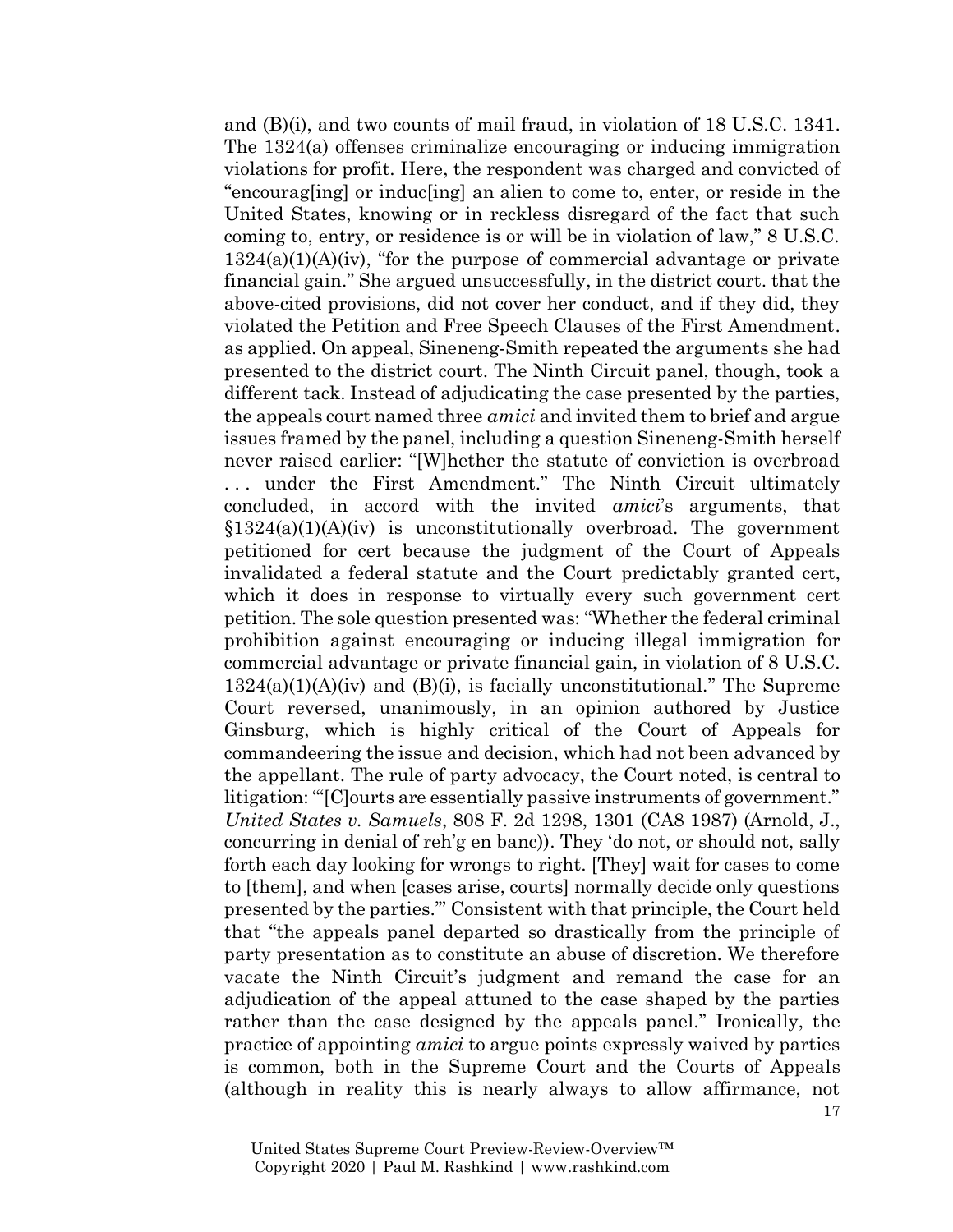and (B)(i), and two counts of mail fraud, in violation of 18 U.S.C. 1341. The 1324(a) offenses criminalize encouraging or inducing immigration violations for profit. Here, the respondent was charged and convicted of "encourag[ing] or induc[ing] an alien to come to, enter, or reside in the United States, knowing or in reckless disregard of the fact that such coming to, entry, or residence is or will be in violation of law," 8 U.S.C. 1324(a)(1)(A)(iv), "for the purpose of commercial advantage or private financial gain." She argued unsuccessfully, in the district court. that the above-cited provisions, did not cover her conduct, and if they did, they violated the Petition and Free Speech Clauses of the First Amendment. as applied. On appeal, Sineneng-Smith repeated the arguments she had presented to the district court. The Ninth Circuit panel, though, took a different tack. Instead of adjudicating the case presented by the parties, the appeals court named three *amici* and invited them to brief and argue issues framed by the panel, including a question Sineneng-Smith herself never raised earlier: "[W]hether the statute of conviction is overbroad . . . under the First Amendment." The Ninth Circuit ultimately concluded, in accord with the invited *amici*'s arguments, that §1324(a)(1)(A)(iv) is unconstitutionally overbroad. The government petitioned for cert because the judgment of the Court of Appeals invalidated a federal statute and the Court predictably granted cert, which it does in response to virtually every such government cert petition. The sole question presented was: "Whether the federal criminal prohibition against encouraging or inducing illegal immigration for commercial advantage or private financial gain, in violation of 8 U.S.C. 1324(a)(1)(A)(iv) and (B)(i), is facially unconstitutional." The Supreme Court reversed, unanimously, in an opinion authored by Justice Ginsburg, which is highly critical of the Court of Appeals for commandeering the issue and decision, which had not been advanced by the appellant. The rule of party advocacy, the Court noted, is central to litigation: "'[C]ourts are essentially passive instruments of government." *United States v. Samuels*, 808 F. 2d 1298, 1301 (CA8 1987) (Arnold, J., concurring in denial of reh'g en banc)). They 'do not, or should not, sally forth each day looking for wrongs to right. [They] wait for cases to come to [them], and when [cases arise, courts] normally decide only questions presented by the parties.'" Consistent with that principle, the Court held that "the appeals panel departed so drastically from the principle of party presentation as to constitute an abuse of discretion. We therefore vacate the Ninth Circuit's judgment and remand the case for an adjudication of the appeal attuned to the case shaped by the parties rather than the case designed by the appeals panel." Ironically, the practice of appointing *amici* to argue points expressly waived by parties is common, both in the Supreme Court and the Courts of Appeals (although in reality this is nearly always to allow affirmance, not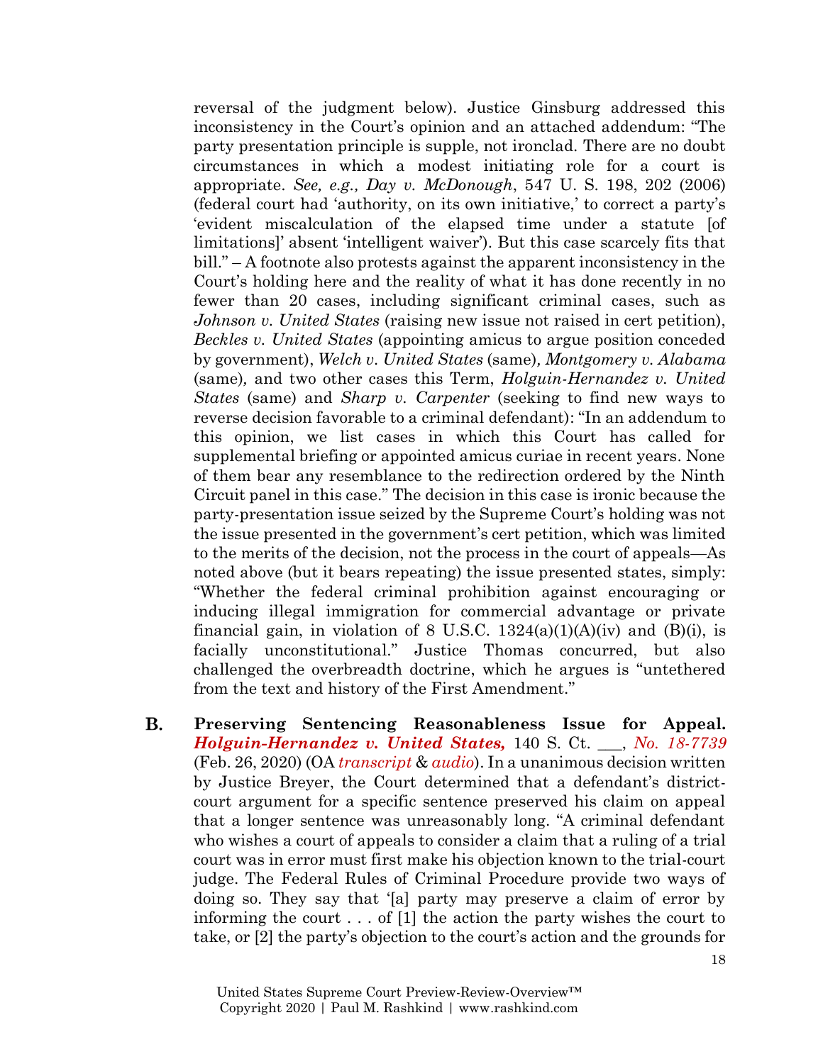reversal of the judgment below). Justice Ginsburg addressed this inconsistency in the Court's opinion and an attached addendum: "The party presentation principle is supple, not ironclad. There are no doubt circumstances in which a modest initiating role for a court is appropriate. *See, e.g., Day v. McDonough*, 547 U. S. 198, 202 (2006) (federal court had 'authority, on its own initiative,' to correct a party's 'evident miscalculation of the elapsed time under a statute [of limitations]' absent 'intelligent waiver'). But this case scarcely fits that bill." – A footnote also protests against the apparent inconsistency in the Court's holding here and the reality of what it has done recently in no fewer than 20 cases, including significant criminal cases, such as *Johnson v. United States* (raising new issue not raised in cert petition), *Beckles v. United States* (appointing amicus to argue position conceded by government), *Welch v. United States* (same)*, Montgomery v. Alabama* (same)*,* and two other cases this Term, *Holguin-Hernandez v. United States* (same) and *Sharp v. Carpenter* (seeking to find new ways to reverse decision favorable to a criminal defendant): "In an addendum to this opinion, we list cases in which this Court has called for supplemental briefing or appointed amicus curiae in recent years. None of them bear any resemblance to the redirection ordered by the Ninth Circuit panel in this case." The decision in this case is ironic because the party-presentation issue seized by the Supreme Court's holding was not the issue presented in the government's cert petition, which was limited to the merits of the decision, not the process in the court of appeals—As noted above (but it bears repeating) the issue presented states, simply: "Whether the federal criminal prohibition against encouraging or inducing illegal immigration for commercial advantage or private financial gain, in violation of 8 U.S.C. 1324(a)(1)(A)(iv) and (B)(i), is facially unconstitutional." Justice Thomas concurred, but also challenged the overbreadth doctrine, which he argues is "untethered from the text and history of the First Amendment."

**B. Preserving Sentencing Reasonableness Issue for Appeal.** ***Holguin-Hernandez v. United States,*** 140 S. Ct. ___, *No. 18-7739* (Feb. 26, 2020) (OA *transcript* & *audio*). In a unanimous decision written by Justice Breyer, the Court determined that a defendant's district-court argument for a specific sentence preserved his claim on appeal that a longer sentence was unreasonably long. "A criminal defendant who wishes a court of appeals to consider a claim that a ruling of a trial court was in error must first make his objection known to the trial-court judge. The Federal Rules of Criminal Procedure provide two ways of doing so. They say that '[a] party may preserve a claim of error by informing the court . . . of [1] the action the party wishes the court to take, or [2] the party's objection to the court's action and the grounds for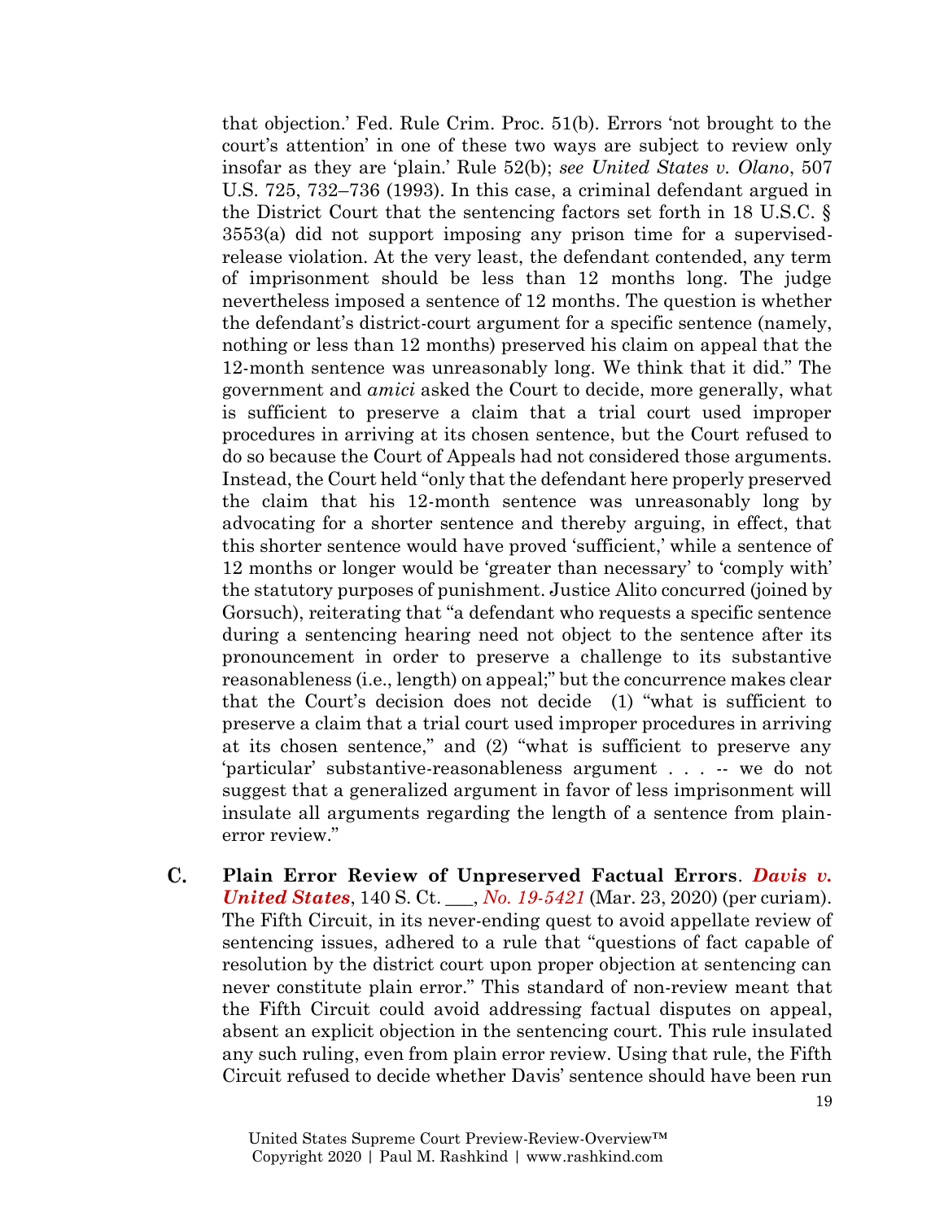that objection.' Fed. Rule Crim. Proc. 51(b). Errors 'not brought to the court's attention' in one of these two ways are subject to review only insofar as they are 'plain.' Rule 52(b); *see United States v. Olano*, 507 U.S. 725, 732–736 (1993). In this case, a criminal defendant argued in the District Court that the sentencing factors set forth in 18 U.S.C. § 3553(a) did not support imposing any prison time for a supervised-release violation. At the very least, the defendant contended, any term of imprisonment should be less than 12 months long. The judge nevertheless imposed a sentence of 12 months. The question is whether the defendant's district-court argument for a specific sentence (namely, nothing or less than 12 months) preserved his claim on appeal that the 12-month sentence was unreasonably long. We think that it did." The government and *amici* asked the Court to decide, more generally, what is sufficient to preserve a claim that a trial court used improper procedures in arriving at its chosen sentence, but the Court refused to do so because the Court of Appeals had not considered those arguments. Instead, the Court held "only that the defendant here properly preserved the claim that his 12-month sentence was unreasonably long by advocating for a shorter sentence and thereby arguing, in effect, that this shorter sentence would have proved 'sufficient,' while a sentence of 12 months or longer would be 'greater than necessary' to 'comply with' the statutory purposes of punishment. Justice Alito concurred (joined by Gorsuch), reiterating that "a defendant who requests a specific sentence during a sentencing hearing need not object to the sentence after its pronouncement in order to preserve a challenge to its substantive reasonableness (i.e., length) on appeal;" but the concurrence makes clear that the Court's decision does not decide (1) "what is sufficient to preserve a claim that a trial court used improper procedures in arriving at its chosen sentence," and (2) "what is sufficient to preserve any 'particular' substantive-reasonableness argument . . . -- we do not suggest that a generalized argument in favor of less imprisonment will insulate all arguments regarding the length of a sentence from plain-error review."

C. **Plain Error Review of Unpreserved Factual Errors**. ***Davis v. United States***, 140 S. Ct. ___, *No. 19-5421* (Mar. 23, 2020) (per curiam). The Fifth Circuit, in its never-ending quest to avoid appellate review of sentencing issues, adhered to a rule that "questions of fact capable of resolution by the district court upon proper objection at sentencing can never constitute plain error." This standard of non-review meant that the Fifth Circuit could avoid addressing factual disputes on appeal, absent an explicit objection in the sentencing court. This rule insulated any such ruling, even from plain error review. Using that rule, the Fifth Circuit refused to decide whether Davis' sentence should have been run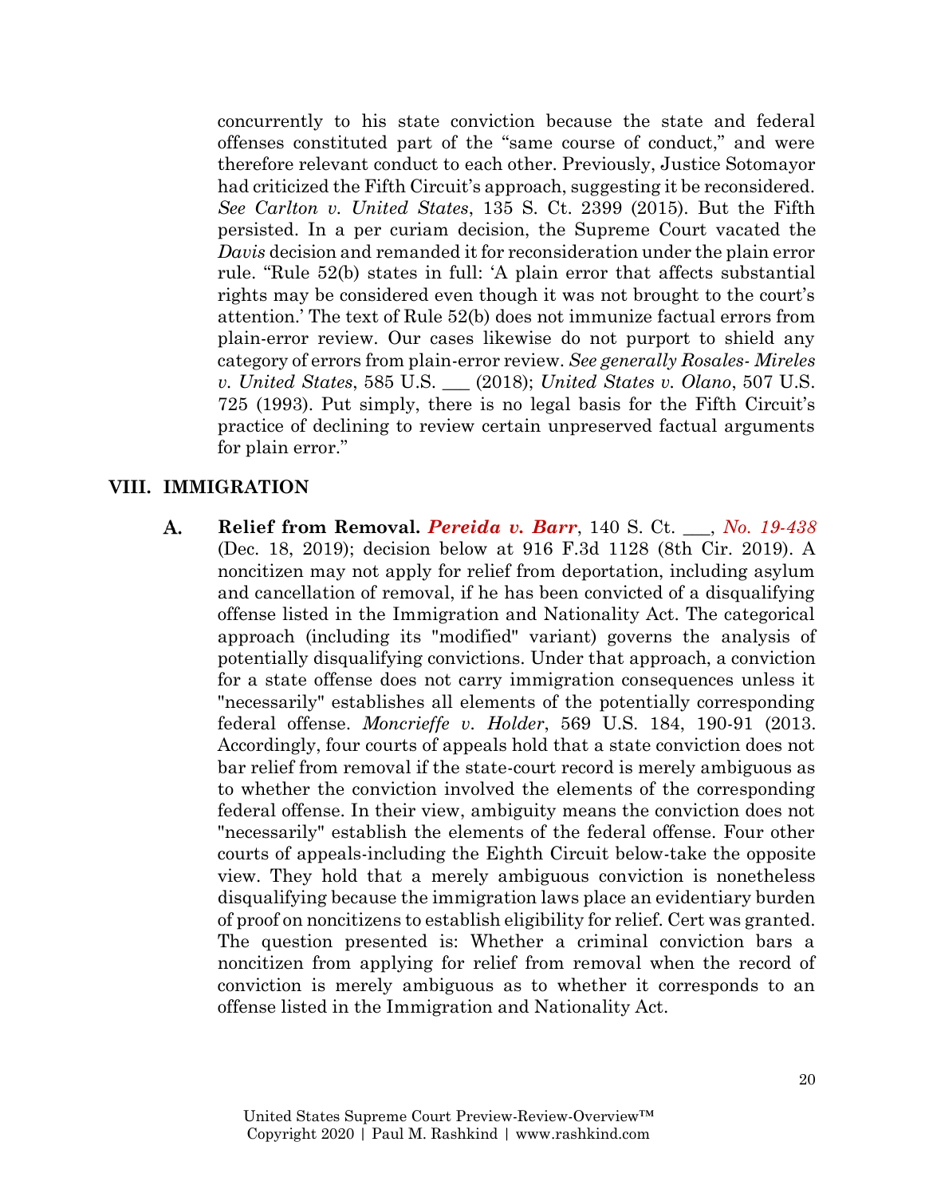concurrently to his state conviction because the state and federal offenses constituted part of the "same course of conduct," and were therefore relevant conduct to each other. Previously, Justice Sotomayor had criticized the Fifth Circuit's approach, suggesting it be reconsidered. *See Carlton v. United States*, 135 S. Ct. 2399 (2015). But the Fifth persisted. In a per curiam decision, the Supreme Court vacated the *Davis* decision and remanded it for reconsideration under the plain error rule. "Rule 52(b) states in full: 'A plain error that affects substantial rights may be considered even though it was not brought to the court's attention.' The text of Rule 52(b) does not immunize factual errors from plain-error review. Our cases likewise do not purport to shield any category of errors from plain-error review. *See generally Rosales- Mireles v. United States*, 585 U.S. ___ (2018); *United States v. Olano*, 507 U.S. 725 (1993). Put simply, there is no legal basis for the Fifth Circuit's practice of declining to review certain unpreserved factual arguments for plain error."

## VIII. IMMIGRATION

**A. Relief from Removal.** ***Pereida v. Barr***, 140 S. Ct. ___, *No. 19-438* (Dec. 18, 2019); decision below at 916 F.3d 1128 (8th Cir. 2019). A noncitizen may not apply for relief from deportation, including asylum and cancellation of removal, if he has been convicted of a disqualifying offense listed in the Immigration and Nationality Act. The categorical approach (including its "modified" variant) governs the analysis of potentially disqualifying convictions. Under that approach, a conviction for a state offense does not carry immigration consequences unless it "necessarily" establishes all elements of the potentially corresponding federal offense. *Moncrieffe v. Holder*, 569 U.S. 184, 190-91 (2013. Accordingly, four courts of appeals hold that a state conviction does not bar relief from removal if the state-court record is merely ambiguous as to whether the conviction involved the elements of the corresponding federal offense. In their view, ambiguity means the conviction does not "necessarily" establish the elements of the federal offense. Four other courts of appeals-including the Eighth Circuit below-take the opposite view. They hold that a merely ambiguous conviction is nonetheless disqualifying because the immigration laws place an evidentiary burden of proof on noncitizens to establish eligibility for relief. Cert was granted. The question presented is: Whether a criminal conviction bars a noncitizen from applying for relief from removal when the record of conviction is merely ambiguous as to whether it corresponds to an offense listed in the Immigration and Nationality Act.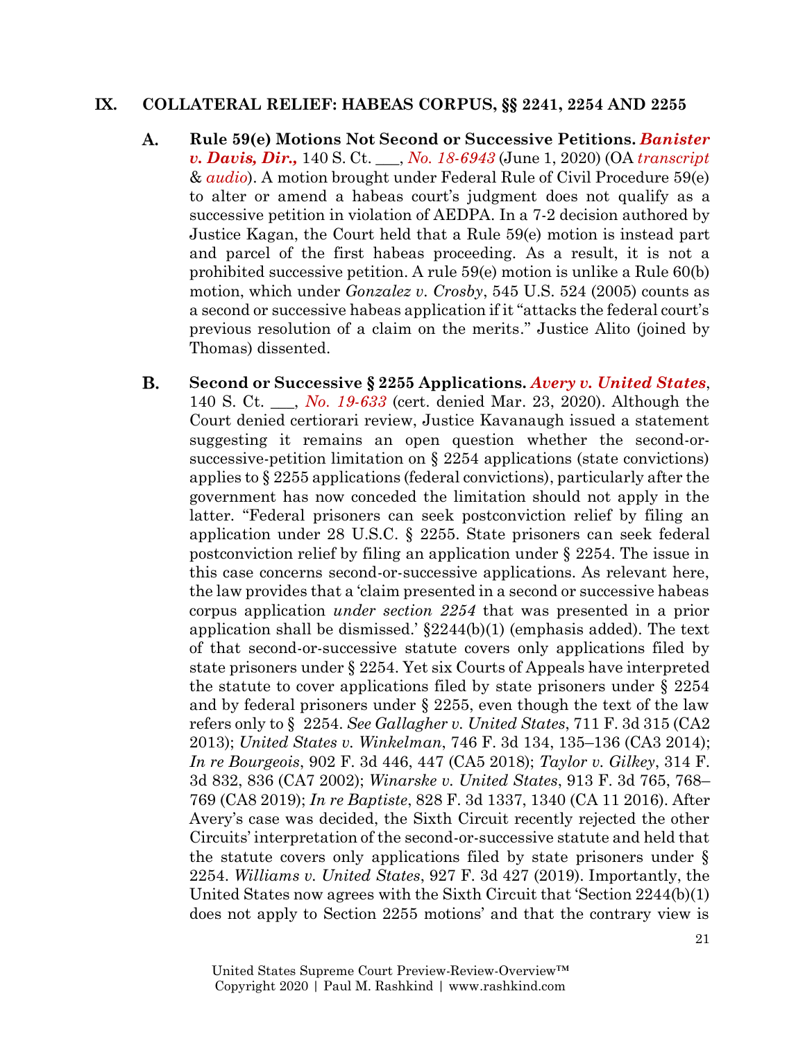## IX. COLLATERAL RELIEF: HABEAS CORPUS, §§ 2241, 2254 AND 2255

**A. Rule 59(e) Motions Not Second or Successive Petitions. *Banister v. Davis, Dir.,*** 140 S. Ct. ___, *No. 18-6943* (June 1, 2020) (OA *transcript* & *audio*). A motion brought under Federal Rule of Civil Procedure 59(e) to alter or amend a habeas court's judgment does not qualify as a successive petition in violation of AEDPA. In a 7-2 decision authored by Justice Kagan, the Court held that a Rule 59(e) motion is instead part and parcel of the first habeas proceeding. As a result, it is not a prohibited successive petition. A rule 59(e) motion is unlike a Rule 60(b) motion, which under *Gonzalez v. Crosby*, 545 U.S. 524 (2005) counts as a second or successive habeas application if it "attacks the federal court's previous resolution of a claim on the merits." Justice Alito (joined by Thomas) dissented.

**B. Second or Successive § 2255 Applications. *Avery v. United States***, 140 S. Ct. ___, *No. 19-633* (cert. denied Mar. 23, 2020). Although the Court denied certiorari review, Justice Kavanaugh issued a statement suggesting it remains an open question whether the second-or-successive-petition limitation on § 2254 applications (state convictions) applies to § 2255 applications (federal convictions), particularly after the government has now conceded the limitation should not apply in the latter. "Federal prisoners can seek postconviction relief by filing an application under 28 U.S.C. § 2255. State prisoners can seek federal postconviction relief by filing an application under § 2254. The issue in this case concerns second-or-successive applications. As relevant here, the law provides that a 'claim presented in a second or successive habeas corpus application *under section 2254* that was presented in a prior application shall be dismissed.' §2244(b)(1) (emphasis added). The text of that second-or-successive statute covers only applications filed by state prisoners under § 2254. Yet six Courts of Appeals have interpreted the statute to cover applications filed by state prisoners under § 2254 and by federal prisoners under § 2255, even though the text of the law refers only to § 2254. *See Gallagher v. United States*, 711 F. 3d 315 (CA2 2013); *United States v. Winkelman*, 746 F. 3d 134, 135–136 (CA3 2014); *In re Bourgeois*, 902 F. 3d 446, 447 (CA5 2018); *Taylor v. Gilkey*, 314 F. 3d 832, 836 (CA7 2002); *Winarske v. United States*, 913 F. 3d 765, 768–769 (CA8 2019); *In re Baptiste*, 828 F. 3d 1337, 1340 (CA 11 2016). After Avery's case was decided, the Sixth Circuit recently rejected the other Circuits' interpretation of the second-or-successive statute and held that the statute covers only applications filed by state prisoners under § 2254. *Williams v. United States*, 927 F. 3d 427 (2019). Importantly, the United States now agrees with the Sixth Circuit that 'Section 2244(b)(1) does not apply to Section 2255 motions' and that the contrary view is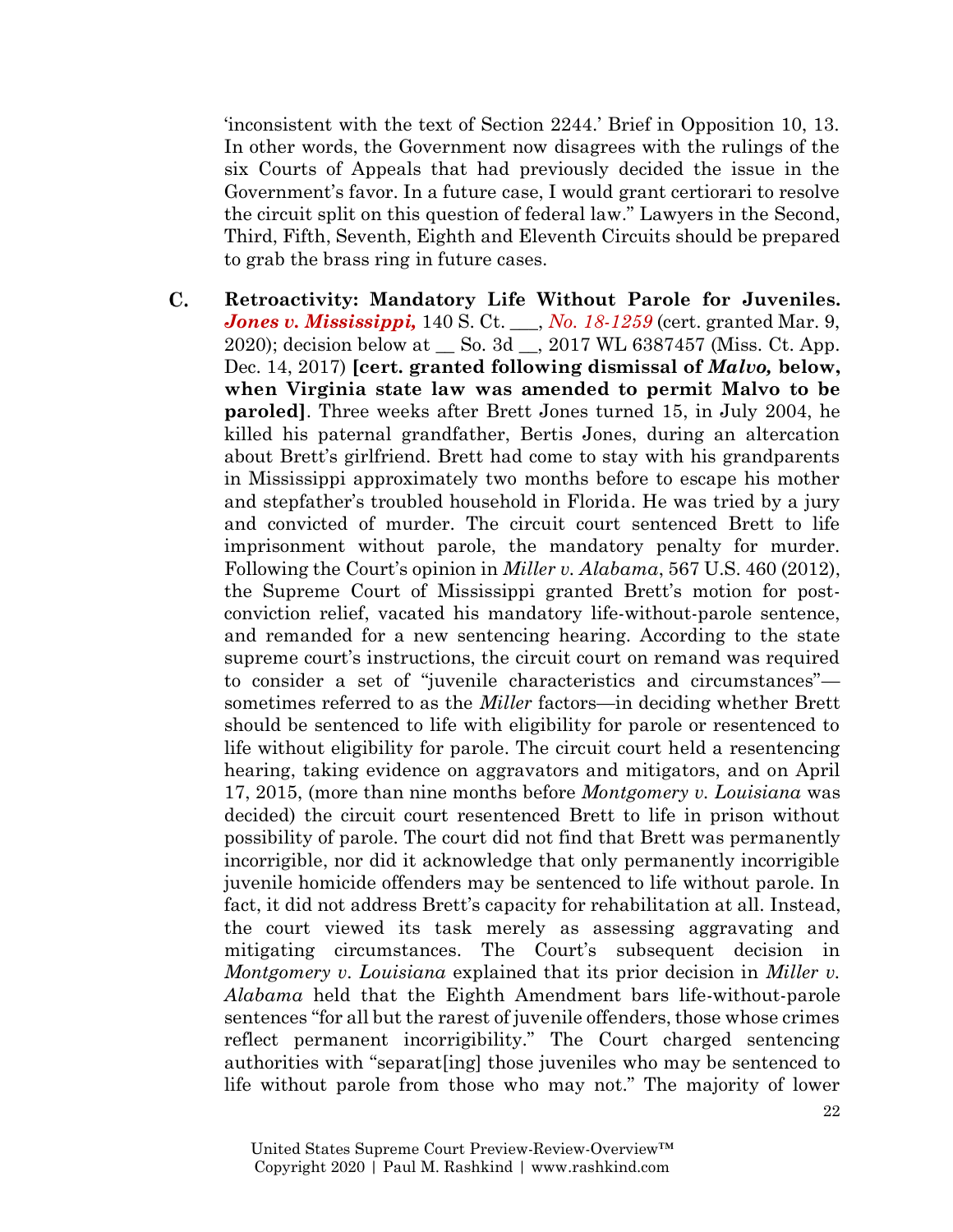'inconsistent with the text of Section 2244.' Brief in Opposition 10, 13. In other words, the Government now disagrees with the rulings of the six Courts of Appeals that had previously decided the issue in the Government's favor. In a future case, I would grant certiorari to resolve the circuit split on this question of federal law." Lawyers in the Second, Third, Fifth, Seventh, Eighth and Eleventh Circuits should be prepared to grab the brass ring in future cases.

C. **Retroactivity: Mandatory Life Without Parole for Juveniles.** ***Jones v. Mississippi,*** 140 S. Ct. ___, *No. 18-1259* (cert. granted Mar. 9, 2020); decision below at __ So. 3d __, 2017 WL 6387457 (Miss. Ct. App. Dec. 14, 2017) **[cert. granted following dismissal of *Malvo,* below, when Virginia state law was amended to permit Malvo to be paroled]**. Three weeks after Brett Jones turned 15, in July 2004, he killed his paternal grandfather, Bertis Jones, during an altercation about Brett's girlfriend. Brett had come to stay with his grandparents in Mississippi approximately two months before to escape his mother and stepfather's troubled household in Florida. He was tried by a jury and convicted of murder. The circuit court sentenced Brett to life imprisonment without parole, the mandatory penalty for murder. Following the Court's opinion in *Miller v. Alabama*, 567 U.S. 460 (2012), the Supreme Court of Mississippi granted Brett's motion for post-conviction relief, vacated his mandatory life-without-parole sentence, and remanded for a new sentencing hearing. According to the state supreme court's instructions, the circuit court on remand was required to consider a set of "juvenile characteristics and circumstances"—sometimes referred to as the *Miller* factors—in deciding whether Brett should be sentenced to life with eligibility for parole or resentenced to life without eligibility for parole. The circuit court held a resentencing hearing, taking evidence on aggravators and mitigators, and on April 17, 2015, (more than nine months before *Montgomery v. Louisiana* was decided) the circuit court resentenced Brett to life in prison without possibility of parole. The court did not find that Brett was permanently incorrigible, nor did it acknowledge that only permanently incorrigible juvenile homicide offenders may be sentenced to life without parole. In fact, it did not address Brett's capacity for rehabilitation at all. Instead, the court viewed its task merely as assessing aggravating and mitigating circumstances. The Court's subsequent decision in *Montgomery v. Louisiana* explained that its prior decision in *Miller v. Alabama* held that the Eighth Amendment bars life-without-parole sentences "for all but the rarest of juvenile offenders, those whose crimes reflect permanent incorrigibility." The Court charged sentencing authorities with "separat[ing] those juveniles who may be sentenced to life without parole from those who may not." The majority of lower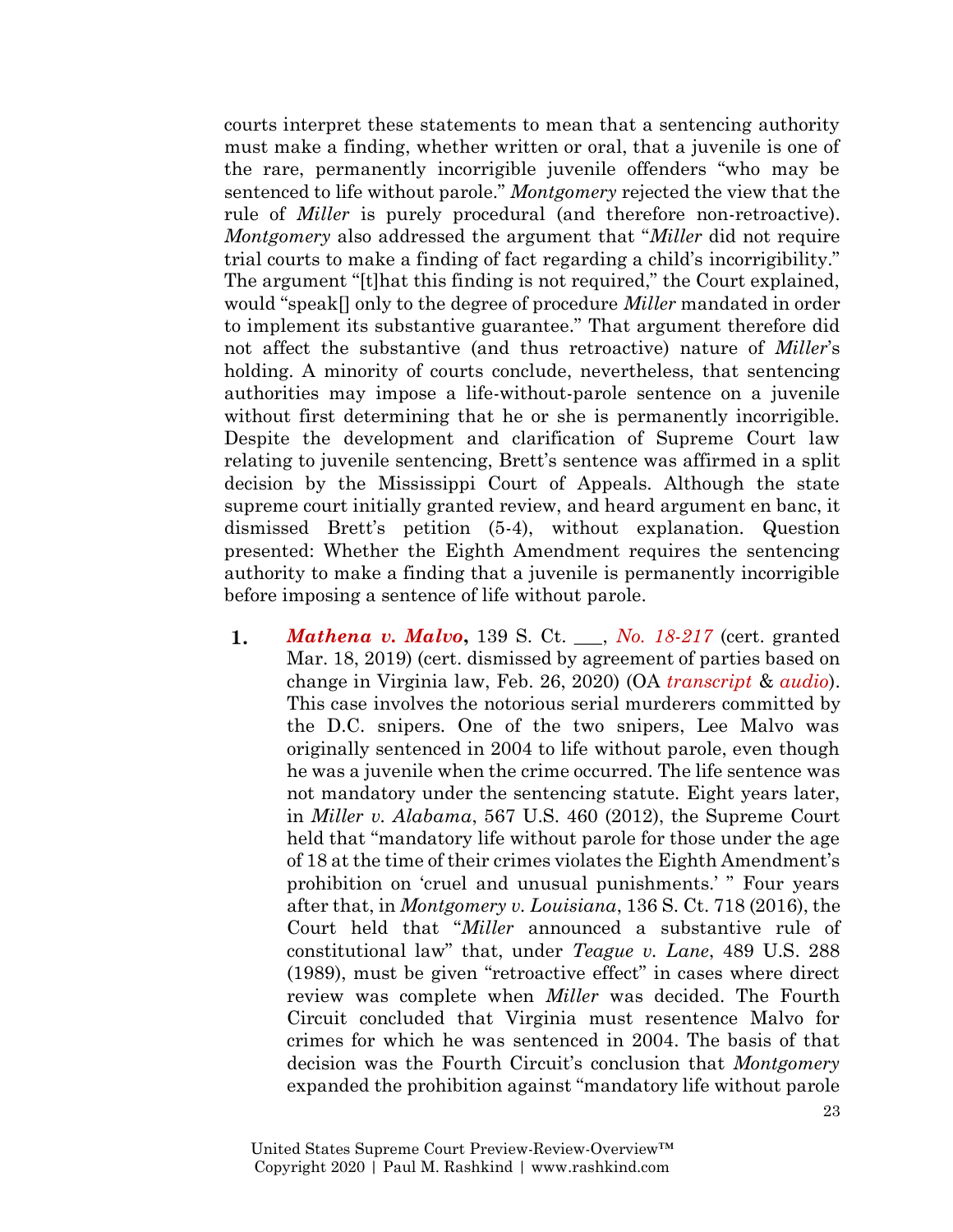courts interpret these statements to mean that a sentencing authority must make a finding, whether written or oral, that a juvenile is one of the rare, permanently incorrigible juvenile offenders "who may be sentenced to life without parole." *Montgomery* rejected the view that the rule of *Miller* is purely procedural (and therefore non-retroactive). *Montgomery* also addressed the argument that "*Miller* did not require trial courts to make a finding of fact regarding a child's incorrigibility." The argument "[t]hat this finding is not required," the Court explained, would "speak[] only to the degree of procedure *Miller* mandated in order to implement its substantive guarantee." That argument therefore did not affect the substantive (and thus retroactive) nature of *Miller*'s holding. A minority of courts conclude, nevertheless, that sentencing authorities may impose a life-without-parole sentence on a juvenile without first determining that he or she is permanently incorrigible. Despite the development and clarification of Supreme Court law relating to juvenile sentencing, Brett's sentence was affirmed in a split decision by the Mississippi Court of Appeals. Although the state supreme court initially granted review, and heard argument en banc, it dismissed Brett's petition (5-4), without explanation. Question presented: Whether the Eighth Amendment requires the sentencing authority to make a finding that a juvenile is permanently incorrigible before imposing a sentence of life without parole.

1. ***Mathena v. Malvo*****,** 139 S. Ct. \_\_\_, *No. 18-217* (cert. granted Mar. 18, 2019) (cert. dismissed by agreement of parties based on change in Virginia law, Feb. 26, 2020) (OA *transcript* & *audio*). This case involves the notorious serial murderers committed by the D.C. snipers. One of the two snipers, Lee Malvo was originally sentenced in 2004 to life without parole, even though he was a juvenile when the crime occurred. The life sentence was not mandatory under the sentencing statute. Eight years later, in *Miller v. Alabama*, 567 U.S. 460 (2012), the Supreme Court held that "mandatory life without parole for those under the age of 18 at the time of their crimes violates the Eighth Amendment's prohibition on 'cruel and unusual punishments.' " Four years after that, in *Montgomery v. Louisiana*, 136 S. Ct. 718 (2016), the Court held that "*Miller* announced a substantive rule of constitutional law" that, under *Teague v. Lane*, 489 U.S. 288 (1989), must be given "retroactive effect" in cases where direct review was complete when *Miller* was decided. The Fourth Circuit concluded that Virginia must resentence Malvo for crimes for which he was sentenced in 2004. The basis of that decision was the Fourth Circuit's conclusion that *Montgomery* expanded the prohibition against "mandatory life without parole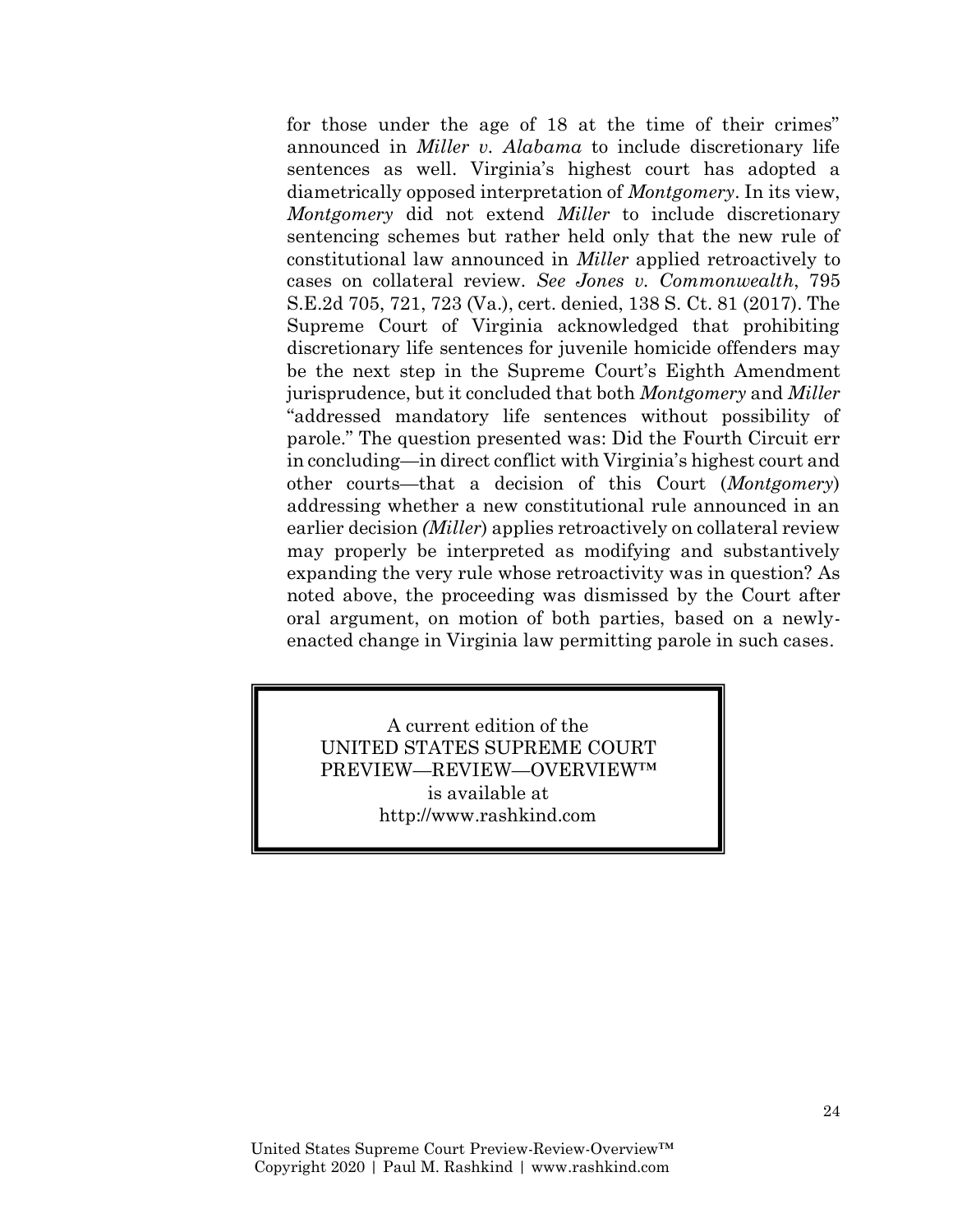for those under the age of 18 at the time of their crimes" announced in *Miller v. Alabama* to include discretionary life sentences as well. Virginia's highest court has adopted a diametrically opposed interpretation of *Montgomery*. In its view, *Montgomery* did not extend *Miller* to include discretionary sentencing schemes but rather held only that the new rule of constitutional law announced in *Miller* applied retroactively to cases on collateral review. *See Jones v. Commonwealth*, 795 S.E.2d 705, 721, 723 (Va.), cert. denied, 138 S. Ct. 81 (2017). The Supreme Court of Virginia acknowledged that prohibiting discretionary life sentences for juvenile homicide offenders may be the next step in the Supreme Court's Eighth Amendment jurisprudence, but it concluded that both *Montgomery* and *Miller* "addressed mandatory life sentences without possibility of parole." The question presented was: Did the Fourth Circuit err in concluding—in direct conflict with Virginia's highest court and other courts—that a decision of this Court (*Montgomery*) addressing whether a new constitutional rule announced in an earlier decision (*Miller*) applies retroactively on collateral review may properly be interpreted as modifying and substantively expanding the very rule whose retroactivity was in question? As noted above, the proceeding was dismissed by the Court after oral argument, on motion of both parties, based on a newly-enacted change in Virginia law permitting parole in such cases.

A current edition of the
UNITED STATES SUPREME COURT
PREVIEW—REVIEW—OVERVIEW™
is available at
http://www.rashkind.com